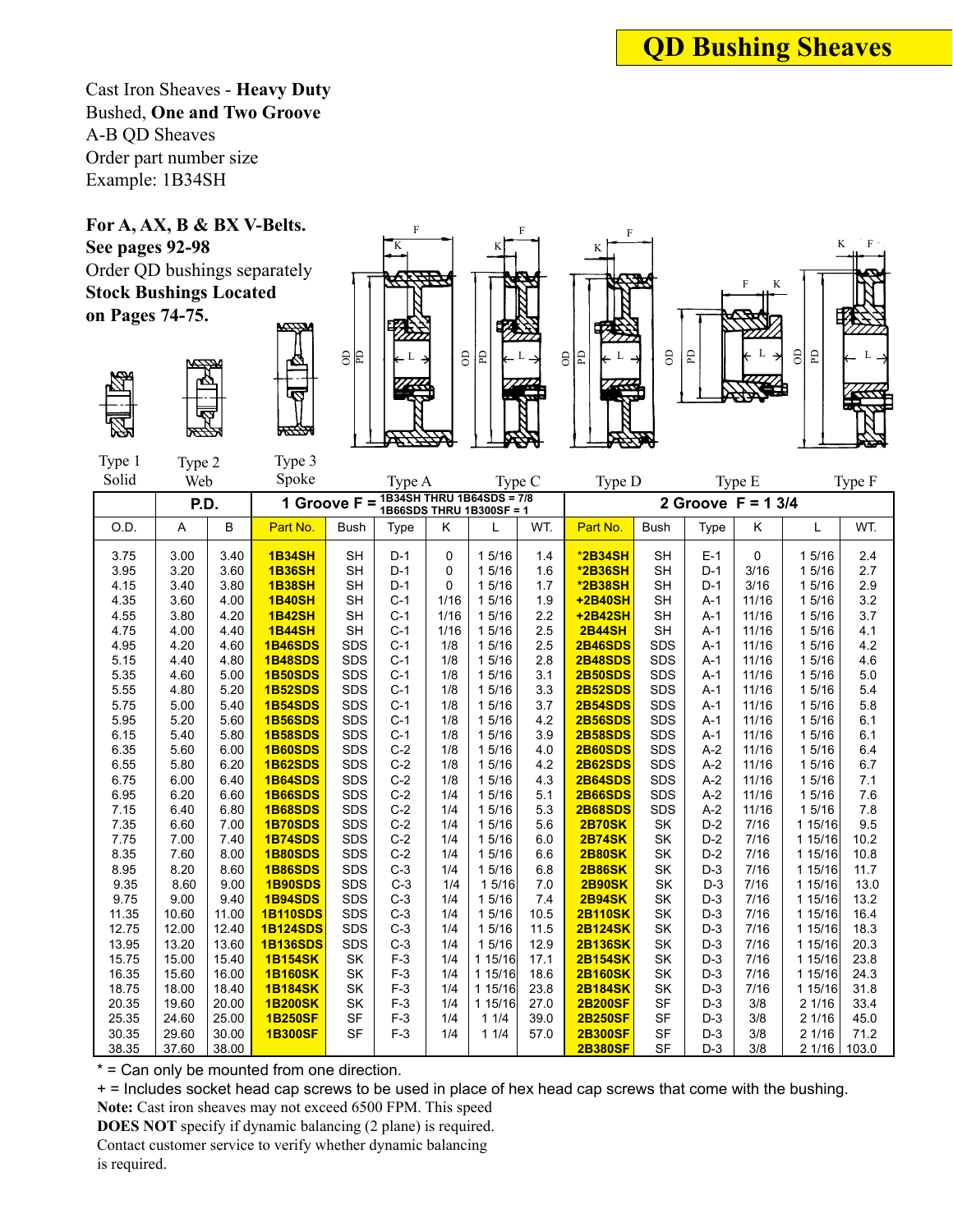# QD Bushing Sheaves

Cast Iron Sheaves - **Heavy Duty**
Bushed, **One and Two Groove**
A-B QD Sheaves
Order part number size
Example: 1B34SH

**For A, AX, B & BX V-Belts.**
**See pages 92-98**
Order QD bushings separately
**Stock Bushings Located on Pages 74-75.**

Type 1 Solid
Type 2 Web
Type 3 Spoke
Type A
Type C
Type D
Type E
Type F

| | P.D. | | 1 Groove F = 1B34SH THRU 1B64SDS = 7/8; 1B66SDS THRU 1B300SF = 1 | | | | | | 2 Groove F = 1 3/4 | | | | | |
|---|---|---|---|---|---|---|---|---|---|---|---|---|---|---|
| O.D. | A | B | Part No. | Bush | Type | K | L | WT. | Part No. | Bush | Type | K | L | WT. |
| 3.75 | 3.00 | 3.40 | 1B34SH | SH | D-1 | 0 | 1 5/16 | 1.4 | *2B34SH | SH | E-1 | 0 | 1 5/16 | 2.4 |
| 3.95 | 3.20 | 3.60 | 1B36SH | SH | D-1 | 0 | 1 5/16 | 1.6 | *2B36SH | SH | D-1 | 3/16 | 1 5/16 | 2.7 |
| 4.15 | 3.40 | 3.80 | 1B38SH | SH | D-1 | 0 | 1 5/16 | 1.7 | *2B38SH | SH | D-1 | 3/16 | 1 5/16 | 2.9 |
| 4.35 | 3.60 | 4.00 | 1B40SH | SH | C-1 | 1/16 | 1 5/16 | 1.9 | +2B40SH | SH | A-1 | 11/16 | 1 5/16 | 3.2 |
| 4.55 | 3.80 | 4.20 | 1B42SH | SH | C-1 | 1/16 | 1 5/16 | 2.2 | +2B42SH | SH | A-1 | 11/16 | 1 5/16 | 3.7 |
| 4.75 | 4.00 | 4.40 | 1B44SH | SH | C-1 | 1/16 | 1 5/16 | 2.5 | 2B44SH | SH | A-1 | 11/16 | 1 5/16 | 4.1 |
| 4.95 | 4.20 | 4.60 | 1B46SDS | SDS | C-1 | 1/8 | 1 5/16 | 2.5 | 2B46SDS | SDS | A-1 | 11/16 | 1 5/16 | 4.2 |
| 5.15 | 4.40 | 4.80 | 1B48SDS | SDS | C-1 | 1/8 | 1 5/16 | 2.8 | 2B48SDS | SDS | A-1 | 11/16 | 1 5/16 | 4.6 |
| 5.35 | 4.60 | 5.00 | 1B50SDS | SDS | C-1 | 1/8 | 1 5/16 | 3.1 | 2B50SDS | SDS | A-1 | 11/16 | 1 5/16 | 5.0 |
| 5.55 | 4.80 | 5.20 | 1B52SDS | SDS | C-1 | 1/8 | 1 5/16 | 3.3 | 2B52SDS | SDS | A-1 | 11/16 | 1 5/16 | 5.4 |
| 5.75 | 5.00 | 5.40 | 1B54SDS | SDS | C-1 | 1/8 | 1 5/16 | 3.7 | 2B54SDS | SDS | A-1 | 11/16 | 1 5/16 | 5.8 |
| 5.95 | 5.20 | 5.60 | 1B56SDS | SDS | C-1 | 1/8 | 1 5/16 | 4.2 | 2B56SDS | SDS | A-1 | 11/16 | 1 5/16 | 6.1 |
| 6.15 | 5.40 | 5.80 | 1B58SDS | SDS | C-1 | 1/8 | 1 5/16 | 3.9 | 2B58SDS | SDS | A-1 | 11/16 | 1 5/16 | 6.1 |
| 6.35 | 5.60 | 6.00 | 1B60SDS | SDS | C-2 | 1/8 | 1 5/16 | 4.0 | 2B60SDS | SDS | A-2 | 11/16 | 1 5/16 | 6.4 |
| 6.55 | 5.80 | 6.20 | 1B62SDS | SDS | C-2 | 1/8 | 1 5/16 | 4.2 | 2B62SDS | SDS | A-2 | 11/16 | 1 5/16 | 6.7 |
| 6.75 | 6.00 | 6.40 | 1B64SDS | SDS | C-2 | 1/8 | 1 5/16 | 4.3 | 2B64SDS | SDS | A-2 | 11/16 | 1 5/16 | 7.1 |
| 6.95 | 6.20 | 6.60 | 1B66SDS | SDS | C-2 | 1/4 | 1 5/16 | 5.1 | 2B66SDS | SDS | A-2 | 11/16 | 1 5/16 | 7.6 |
| 7.15 | 6.40 | 6.80 | 1B68SDS | SDS | C-2 | 1/4 | 1 5/16 | 5.3 | 2B68SDS | SDS | A-2 | 11/16 | 1 5/16 | 7.8 |
| 7.35 | 6.60 | 7.00 | 1B70SDS | SDS | C-2 | 1/4 | 1 5/16 | 5.6 | 2B70SK | SK | D-2 | 7/16 | 1 15/16 | 9.5 |
| 7.75 | 7.00 | 7.40 | 1B74SDS | SDS | C-2 | 1/4 | 1 5/16 | 6.0 | 2B74SK | SK | D-2 | 7/16 | 1 15/16 | 10.2 |
| 8.35 | 7.60 | 8.00 | 1B80SDS | SDS | C-2 | 1/4 | 1 5/16 | 6.6 | 2B80SK | SK | D-2 | 7/16 | 1 15/16 | 10.8 |
| 8.95 | 8.20 | 8.60 | 1B86SDS | SDS | C-3 | 1/4 | 1 5/16 | 6.8 | 2B86SK | SK | D-3 | 7/16 | 1 15/16 | 11.7 |
| 9.35 | 8.60 | 9.00 | 1B90SDS | SDS | C-3 | 1/4 | 1 5/16 | 7.0 | 2B90SK | SK | D-3 | 7/16 | 1 15/16 | 13.0 |
| 9.75 | 9.00 | 9.40 | 1B94SDS | SDS | C-3 | 1/4 | 1 5/16 | 7.4 | 2B94SK | SK | D-3 | 7/16 | 1 15/16 | 13.2 |
| 11.35 | 10.60 | 11.00 | 1B110SDS | SDS | C-3 | 1/4 | 1 5/16 | 10.5 | 2B110SK | SK | D-3 | 7/16 | 1 15/16 | 16.4 |
| 12.75 | 12.00 | 12.40 | 1B124SDS | SDS | C-3 | 1/4 | 1 5/16 | 11.5 | 2B124SK | SK | D-3 | 7/16 | 1 15/16 | 18.3 |
| 13.95 | 13.20 | 13.60 | 1B136SDS | SDS | C-3 | 1/4 | 1 5/16 | 12.9 | 2B136SK | SK | D-3 | 7/16 | 1 15/16 | 20.3 |
| 15.75 | 15.00 | 15.40 | 1B154SK | SK | F-3 | 1/4 | 1 15/16 | 17.1 | 2B154SK | SK | D-3 | 7/16 | 1 15/16 | 23.8 |
| 16.35 | 15.60 | 16.00 | 1B160SK | SK | F-3 | 1/4 | 1 15/16 | 18.6 | 2B160SK | SK | D-3 | 7/16 | 1 15/16 | 24.3 |
| 18.75 | 18.00 | 18.40 | 1B184SK | SK | F-3 | 1/4 | 1 15/16 | 23.8 | 2B184SK | SK | D-3 | 7/16 | 1 15/16 | 31.8 |
| 20.35 | 19.60 | 20.00 | 1B200SK | SK | F-3 | 1/4 | 1 15/16 | 27.0 | 2B200SF | SF | D-3 | 3/8 | 2 1/16 | 33.4 |
| 25.35 | 24.60 | 25.00 | 1B250SF | SF | F-3 | 1/4 | 1 1/4 | 39.0 | 2B250SF | SF | D-3 | 3/8 | 2 1/16 | 45.0 |
| 30.35 | 29.60 | 30.00 | 1B300SF | SF | F-3 | 1/4 | 1 1/4 | 57.0 | 2B300SF | SF | D-3 | 3/8 | 2 1/16 | 71.2 |
| 38.35 | 37.60 | 38.00 | | | | | | | 2B380SF | SF | D-3 | 3/8 | 2 1/16 | 103.0 |

* = Can only be mounted from one direction.
+ = Includes socket head cap screws to be used in place of hex head cap screws that come with the bushing.

**Note:** Cast iron sheaves may not exceed 6500 FPM. This speed **DOES NOT** specify if dynamic balancing (2 plane) is required. Contact customer service to verify whether dynamic balancing is required.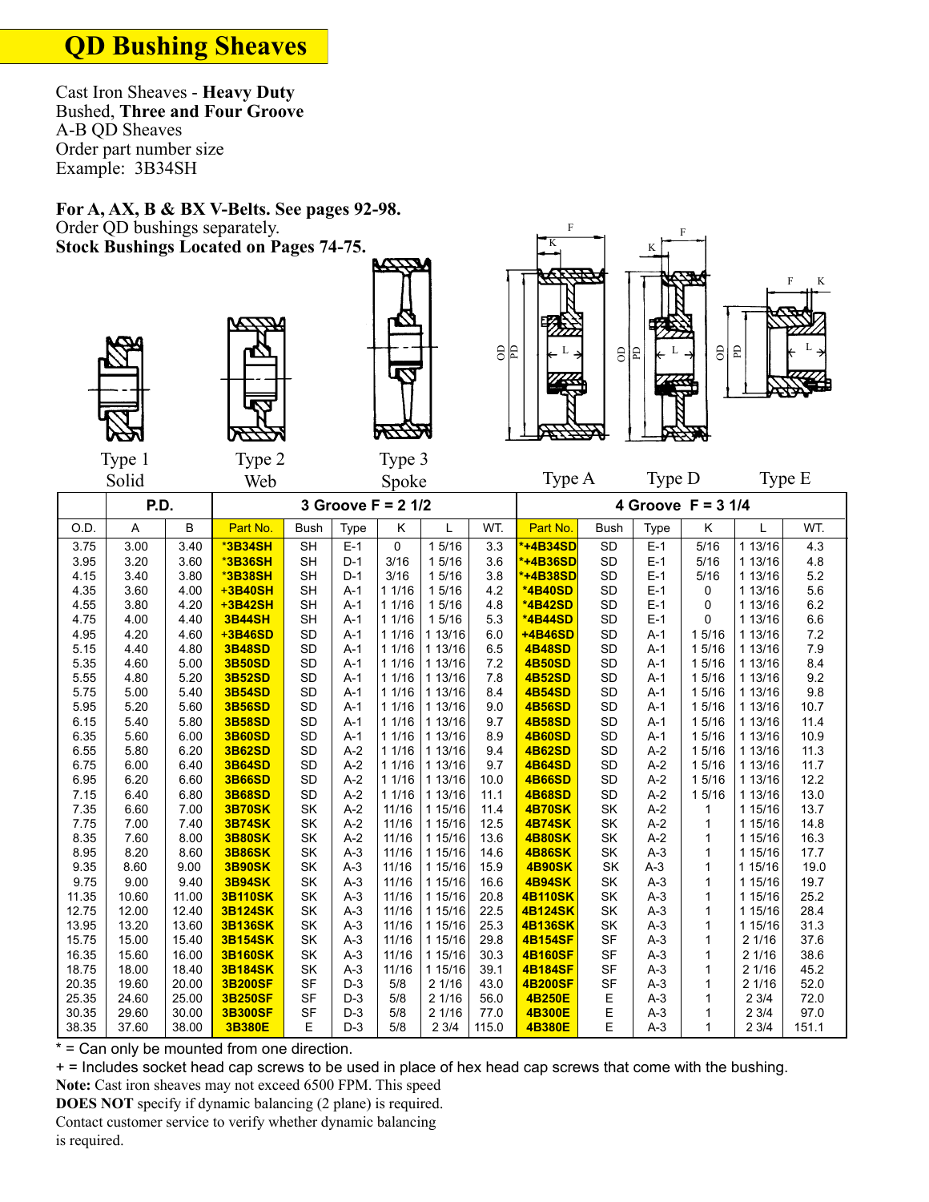# QD Bushing Sheaves

Cast Iron Sheaves - **Heavy Duty**
Bushed, **Three and Four Groove**
A-B QD Sheaves
Order part number size
Example: 3B34SH

**For A, AX, B & BX V-Belts. See pages 92-98.**
Order QD bushings separately.
**Stock Bushings Located on Pages 74-75.**

Type 1 Solid
Type 2 Web
Type 3 Spoke
Type A
Type D
Type E

| | P.D. | | 3 Groove F = 2 1/2 | | | | | | 4 Groove F = 3 1/4 | | | | | |
|---|---|---|---|---|---|---|---|---|---|---|---|---|---|---|
| O.D. | A | B | Part No. | Bush | Type | K | L | WT. | Part No. | Bush | Type | K | L | WT. |
| 3.75 | 3.00 | 3.40 | *3B34SH | SH | E-1 | 0 | 1 5/16 | 3.3 | *+4B34SD | SD | E-1 | 5/16 | 1 13/16 | 4.3 |
| 3.95 | 3.20 | 3.60 | *3B36SH | SH | D-1 | 3/16 | 1 5/16 | 3.6 | *+4B36SD | SD | E-1 | 5/16 | 1 13/16 | 4.8 |
| 4.15 | 3.40 | 3.80 | *3B38SH | SH | D-1 | 3/16 | 1 5/16 | 3.8 | *+4B38SD | SD | E-1 | 5/16 | 1 13/16 | 5.2 |
| 4.35 | 3.60 | 4.00 | +3B40SH | SH | A-1 | 1 1/16 | 1 5/16 | 4.2 | *4B40SD | SD | E-1 | 0 | 1 13/16 | 5.6 |
| 4.55 | 3.80 | 4.20 | +3B42SH | SH | A-1 | 1 1/16 | 1 5/16 | 4.8 | *4B42SD | SD | E-1 | 0 | 1 13/16 | 6.2 |
| 4.75 | 4.00 | 4.40 | 3B44SH | SH | A-1 | 1 1/16 | 1 5/16 | 5.3 | *4B44SD | SD | E-1 | 0 | 1 13/16 | 6.6 |
| 4.95 | 4.20 | 4.60 | +3B46SD | SD | A-1 | 1 1/16 | 1 13/16 | 6.0 | +4B46SD | SD | A-1 | 1 5/16 | 1 13/16 | 7.2 |
| 5.15 | 4.40 | 4.80 | 3B48SD | SD | A-1 | 1 1/16 | 1 13/16 | 6.5 | 4B48SD | SD | A-1 | 1 5/16 | 1 13/16 | 7.9 |
| 5.35 | 4.60 | 5.00 | 3B50SD | SD | A-1 | 1 1/16 | 1 13/16 | 7.2 | 4B50SD | SD | A-1 | 1 5/16 | 1 13/16 | 8.4 |
| 5.55 | 4.80 | 5.20 | 3B52SD | SD | A-1 | 1 1/16 | 1 13/16 | 7.8 | 4B52SD | SD | A-1 | 1 5/16 | 1 13/16 | 9.2 |
| 5.75 | 5.00 | 5.40 | 3B54SD | SD | A-1 | 1 1/16 | 1 13/16 | 8.4 | 4B54SD | SD | A-1 | 1 5/16 | 1 13/16 | 9.8 |
| 5.95 | 5.20 | 5.60 | 3B56SD | SD | A-1 | 1 1/16 | 1 13/16 | 9.0 | 4B56SD | SD | A-1 | 1 5/16 | 1 13/16 | 10.7 |
| 6.15 | 5.40 | 5.80 | 3B58SD | SD | A-1 | 1 1/16 | 1 13/16 | 9.7 | 4B58SD | SD | A-1 | 1 5/16 | 1 13/16 | 11.4 |
| 6.35 | 5.60 | 6.00 | 3B60SD | SD | A-1 | 1 1/16 | 1 13/16 | 8.9 | 4B60SD | SD | A-1 | 1 5/16 | 1 13/16 | 10.9 |
| 6.55 | 5.80 | 6.20 | 3B62SD | SD | A-2 | 1 1/16 | 1 13/16 | 9.4 | 4B62SD | SD | A-2 | 1 5/16 | 1 13/16 | 11.3 |
| 6.75 | 6.00 | 6.40 | 3B64SD | SD | A-2 | 1 1/16 | 1 13/16 | 9.7 | 4B64SD | SD | A-2 | 1 5/16 | 1 13/16 | 11.7 |
| 6.95 | 6.20 | 6.60 | 3B66SD | SD | A-2 | 1 1/16 | 1 13/16 | 10.0 | 4B66SD | SD | A-2 | 1 5/16 | 1 13/16 | 12.2 |
| 7.15 | 6.40 | 6.80 | 3B68SD | SD | A-2 | 1 1/16 | 1 13/16 | 11.1 | 4B68SD | SD | A-2 | 1 5/16 | 1 13/16 | 13.0 |
| 7.35 | 6.60 | 7.00 | 3B70SK | SK | A-2 | 11/16 | 1 15/16 | 11.4 | 4B70SK | SK | A-2 | 1 | 1 15/16 | 13.7 |
| 7.75 | 7.00 | 7.40 | 3B74SK | SK | A-2 | 11/16 | 1 15/16 | 12.5 | 4B74SK | SK | A-2 | 1 | 1 15/16 | 14.8 |
| 8.35 | 7.60 | 8.00 | 3B80SK | SK | A-2 | 11/16 | 1 15/16 | 13.6 | 4B80SK | SK | A-2 | 1 | 1 15/16 | 16.3 |
| 8.95 | 8.20 | 8.60 | 3B86SK | SK | A-3 | 11/16 | 1 15/16 | 14.6 | 4B86SK | SK | A-3 | 1 | 1 15/16 | 17.7 |
| 9.35 | 8.60 | 9.00 | 3B90SK | SK | A-3 | 11/16 | 1 15/16 | 15.9 | 4B90SK | SK | A-3 | 1 | 1 15/16 | 19.0 |
| 9.75 | 9.00 | 9.40 | 3B94SK | SK | A-3 | 11/16 | 1 15/16 | 16.6 | 4B94SK | SK | A-3 | 1 | 1 15/16 | 19.7 |
| 11.35 | 10.60 | 11.00 | 3B110SK | SK | A-3 | 11/16 | 1 15/16 | 20.8 | 4B110SK | SK | A-3 | 1 | 1 15/16 | 25.2 |
| 12.75 | 12.00 | 12.40 | 3B124SK | SK | A-3 | 11/16 | 1 15/16 | 22.5 | 4B124SK | SK | A-3 | 1 | 1 15/16 | 28.4 |
| 13.95 | 13.20 | 13.60 | 3B136SK | SK | A-3 | 11/16 | 1 15/16 | 25.3 | 4B136SK | SK | A-3 | 1 | 1 15/16 | 31.3 |
| 15.75 | 15.00 | 15.40 | 3B154SK | SK | A-3 | 11/16 | 1 15/16 | 29.8 | 4B154SF | SF | A-3 | 1 | 2 1/16 | 37.6 |
| 16.35 | 15.60 | 16.00 | 3B160SK | SK | A-3 | 11/16 | 1 15/16 | 30.3 | 4B160SF | SF | A-3 | 1 | 2 1/16 | 38.6 |
| 18.75 | 18.00 | 18.40 | 3B184SK | SK | A-3 | 11/16 | 1 15/16 | 39.1 | 4B184SF | SF | A-3 | 1 | 2 1/16 | 45.2 |
| 20.35 | 19.60 | 20.00 | 3B200SF | SF | D-3 | 5/8 | 2 1/16 | 43.0 | 4B200SF | SF | A-3 | 1 | 2 1/16 | 52.0 |
| 25.35 | 24.60 | 25.00 | 3B250SF | SF | D-3 | 5/8 | 2 1/16 | 56.0 | 4B250E | E | A-3 | 1 | 2 3/4 | 72.0 |
| 30.35 | 29.60 | 30.00 | 3B300SF | SF | D-3 | 5/8 | 2 1/16 | 77.0 | 4B300E | E | A-3 | 1 | 2 3/4 | 97.0 |
| 38.35 | 37.60 | 38.00 | 3B380E | E | D-3 | 5/8 | 2 3/4 | 115.0 | 4B380E | E | A-3 | 1 | 2 3/4 | 151.1 |

* = Can only be mounted from one direction.
+ = Includes socket head cap screws to be used in place of hex head cap screws that come with the bushing.

**Note:** Cast iron sheaves may not exceed 6500 FPM. This speed **DOES NOT** specify if dynamic balancing (2 plane) is required. Contact customer service to verify whether dynamic balancing is required.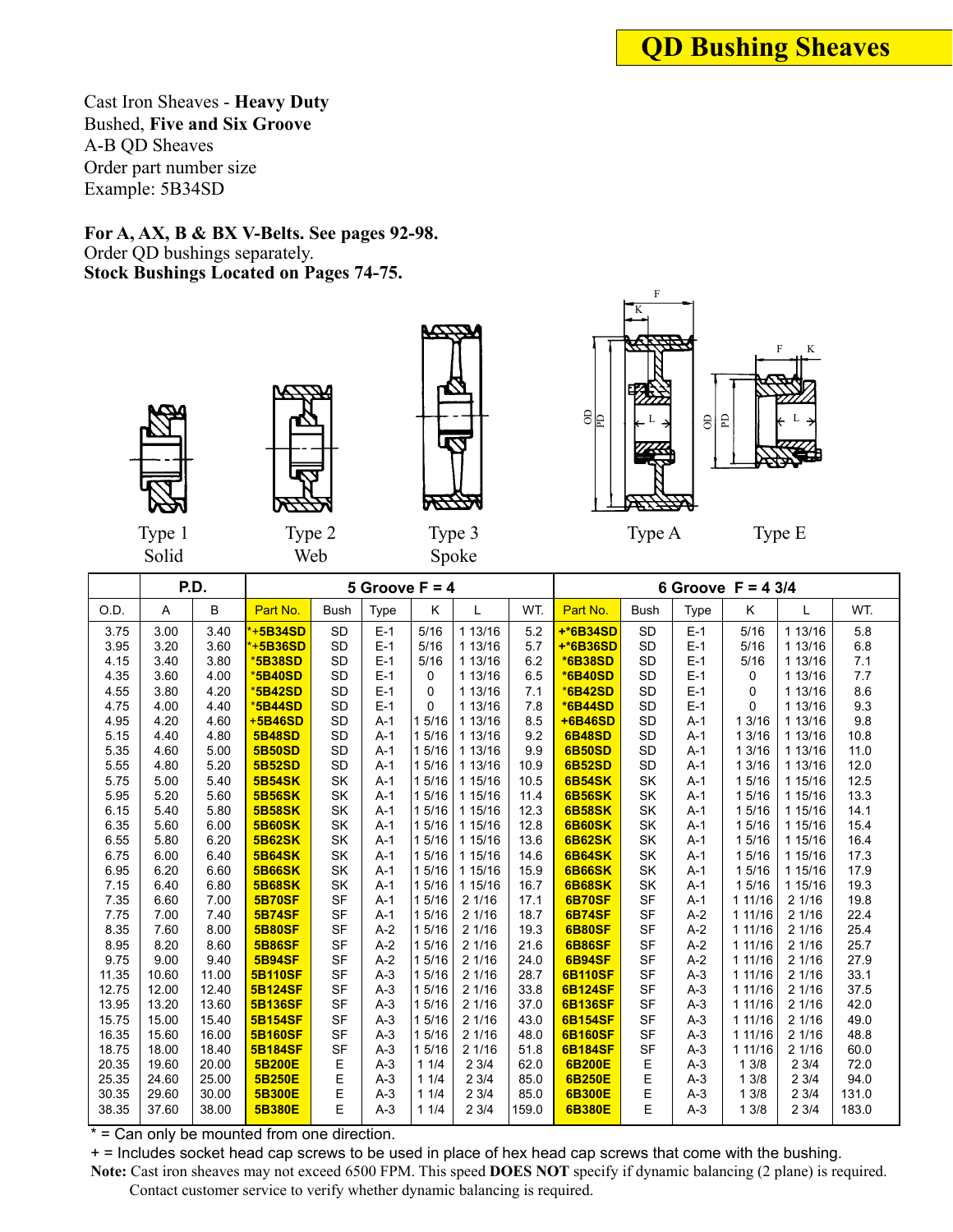# QD Bushing Sheaves

Cast Iron Sheaves - **Heavy Duty**
Bushed, **Five and Six Groove**
A-B QD Sheaves
Order part number size
Example: 5B34SD

**For A, AX, B & BX V-Belts. See pages 92-98.**
Order QD bushings separately.
**Stock Bushings Located on Pages 74-75.**

Type 1 Solid — Type 2 Web — Type 3 Spoke — Type A — Type E

| | P.D. | | 5 Groove F = 4 | | | | | | 6 Groove F = 4 3/4 | | | | | |
|---|---|---|---|---|---|---|---|---|---|---|---|---|---|---|
| O.D. | A | B | Part No. | Bush | Type | K | L | WT. | Part No. | Bush | Type | K | L | WT. |
| 3.75 | 3.00 | 3.40 | *+5B34SD | SD | E-1 | 5/16 | 1 13/16 | 5.2 | +*6B34SD | SD | E-1 | 5/16 | 1 13/16 | 5.8 |
| 3.95 | 3.20 | 3.60 | *+5B36SD | SD | E-1 | 5/16 | 1 13/16 | 5.7 | +*6B36SD | SD | E-1 | 5/16 | 1 13/16 | 6.8 |
| 4.15 | 3.40 | 3.80 | *5B38SD | SD | E-1 | 5/16 | 1 13/16 | 6.2 | *6B38SD | SD | E-1 | 5/16 | 1 13/16 | 7.1 |
| 4.35 | 3.60 | 4.00 | *5B40SD | SD | E-1 | 0 | 1 13/16 | 6.5 | *6B40SD | SD | E-1 | 0 | 1 13/16 | 7.7 |
| 4.55 | 3.80 | 4.20 | *5B42SD | SD | E-1 | 0 | 1 13/16 | 7.1 | *6B42SD | SD | E-1 | 0 | 1 13/16 | 8.6 |
| 4.75 | 4.00 | 4.40 | *5B44SD | SD | E-1 | 0 | 1 13/16 | 7.8 | *6B44SD | SD | E-1 | 0 | 1 13/16 | 9.3 |
| 4.95 | 4.20 | 4.60 | +5B46SD | SD | A-1 | 1 5/16 | 1 13/16 | 8.5 | +6B46SD | SD | A-1 | 1 3/16 | 1 13/16 | 9.8 |
| 5.15 | 4.40 | 4.80 | 5B48SD | SD | A-1 | 1 5/16 | 1 13/16 | 9.2 | 6B48SD | SD | A-1 | 1 3/16 | 1 13/16 | 10.8 |
| 5.35 | 4.60 | 5.00 | 5B50SD | SD | A-1 | 1 5/16 | 1 13/16 | 9.9 | 6B50SD | SD | A-1 | 1 3/16 | 1 13/16 | 11.0 |
| 5.55 | 4.80 | 5.20 | 5B52SD | SD | A-1 | 1 5/16 | 1 13/16 | 10.9 | 6B52SD | SD | A-1 | 1 3/16 | 1 13/16 | 12.0 |
| 5.75 | 5.00 | 5.40 | 5B54SK | SK | A-1 | 1 5/16 | 1 15/16 | 10.5 | 6B54SK | SK | A-1 | 1 5/16 | 1 15/16 | 12.5 |
| 5.95 | 5.20 | 5.60 | 5B56SK | SK | A-1 | 1 5/16 | 1 15/16 | 11.4 | 6B56SK | SK | A-1 | 1 5/16 | 1 15/16 | 13.3 |
| 6.15 | 5.40 | 5.80 | 5B58SK | SK | A-1 | 1 5/16 | 1 15/16 | 12.3 | 6B58SK | SK | A-1 | 1 5/16 | 1 15/16 | 14.1 |
| 6.35 | 5.60 | 6.00 | 5B60SK | SK | A-1 | 1 5/16 | 1 15/16 | 12.8 | 6B60SK | SK | A-1 | 1 5/16 | 1 15/16 | 15.4 |
| 6.55 | 5.80 | 6.20 | 5B62SK | SK | A-1 | 1 5/16 | 1 15/16 | 13.6 | 6B62SK | SK | A-1 | 1 5/16 | 1 15/16 | 16.4 |
| 6.75 | 6.00 | 6.40 | 5B64SK | SK | A-1 | 1 5/16 | 1 15/16 | 14.6 | 6B64SK | SK | A-1 | 1 5/16 | 1 15/16 | 17.3 |
| 6.95 | 6.20 | 6.60 | 5B66SK | SK | A-1 | 1 5/16 | 1 15/16 | 15.9 | 6B66SK | SK | A-1 | 1 5/16 | 1 15/16 | 17.9 |
| 7.15 | 6.40 | 6.80 | 5B68SK | SK | A-1 | 1 5/16 | 1 15/16 | 16.7 | 6B68SK | SK | A-1 | 1 5/16 | 1 15/16 | 19.3 |
| 7.35 | 6.60 | 7.00 | 5B70SF | SF | A-1 | 1 5/16 | 2 1/16 | 17.1 | 6B70SF | SF | A-1 | 1 11/16 | 2 1/16 | 19.8 |
| 7.75 | 7.00 | 7.40 | 5B74SF | SF | A-1 | 1 5/16 | 2 1/16 | 18.7 | 6B74SF | SF | A-2 | 1 11/16 | 2 1/16 | 22.4 |
| 8.35 | 7.60 | 8.00 | 5B80SF | SF | A-2 | 1 5/16 | 2 1/16 | 19.3 | 6B80SF | SF | A-2 | 1 11/16 | 2 1/16 | 25.4 |
| 8.95 | 8.20 | 8.60 | 5B86SF | SF | A-2 | 1 5/16 | 2 1/16 | 21.6 | 6B86SF | SF | A-2 | 1 11/16 | 2 1/16 | 25.7 |
| 9.75 | 9.00 | 9.40 | 5B94SF | SF | A-2 | 1 5/16 | 2 1/16 | 24.0 | 6B94SF | SF | A-2 | 1 11/16 | 2 1/16 | 27.9 |
| 11.35 | 10.60 | 11.00 | 5B110SF | SF | A-3 | 1 5/16 | 2 1/16 | 28.7 | 6B110SF | SF | A-3 | 1 11/16 | 2 1/16 | 33.1 |
| 12.75 | 12.00 | 12.40 | 5B124SF | SF | A-3 | 1 5/16 | 2 1/16 | 33.8 | 6B124SF | SF | A-3 | 1 11/16 | 2 1/16 | 37.5 |
| 13.95 | 13.20 | 13.60 | 5B136SF | SF | A-3 | 1 5/16 | 2 1/16 | 37.0 | 6B136SF | SF | A-3 | 1 11/16 | 2 1/16 | 42.0 |
| 15.75 | 15.00 | 15.40 | 5B154SF | SF | A-3 | 1 5/16 | 2 1/16 | 43.0 | 6B154SF | SF | A-3 | 1 11/16 | 2 1/16 | 49.0 |
| 16.35 | 15.60 | 16.00 | 5B160SF | SF | A-3 | 1 5/16 | 2 1/16 | 48.0 | 6B160SF | SF | A-3 | 1 11/16 | 2 1/16 | 48.8 |
| 18.75 | 18.00 | 18.40 | 5B184SF | SF | A-3 | 1 5/16 | 2 1/16 | 51.8 | 6B184SF | SF | A-3 | 1 11/16 | 2 1/16 | 60.0 |
| 20.35 | 19.60 | 20.00 | 5B200E | E | A-3 | 1 1/4 | 2 3/4 | 62.0 | 6B200E | E | A-3 | 1 3/8 | 2 3/4 | 72.0 |
| 25.35 | 24.60 | 25.00 | 5B250E | E | A-3 | 1 1/4 | 2 3/4 | 85.0 | 6B250E | E | A-3 | 1 3/8 | 2 3/4 | 94.0 |
| 30.35 | 29.60 | 30.00 | 5B300E | E | A-3 | 1 1/4 | 2 3/4 | 85.0 | 6B300E | E | A-3 | 1 3/8 | 2 3/4 | 131.0 |
| 38.35 | 37.60 | 38.00 | 5B380E | E | A-3 | 1 1/4 | 2 3/4 | 159.0 | 6B380E | E | A-3 | 1 3/8 | 2 3/4 | 183.0 |

* = Can only be mounted from one direction.
+ = Includes socket head cap screws to be used in place of hex head cap screws that come with the bushing.
**Note:** Cast iron sheaves may not exceed 6500 FPM. This speed **DOES NOT** specify if dynamic balancing (2 plane) is required. Contact customer service to verify whether dynamic balancing is required.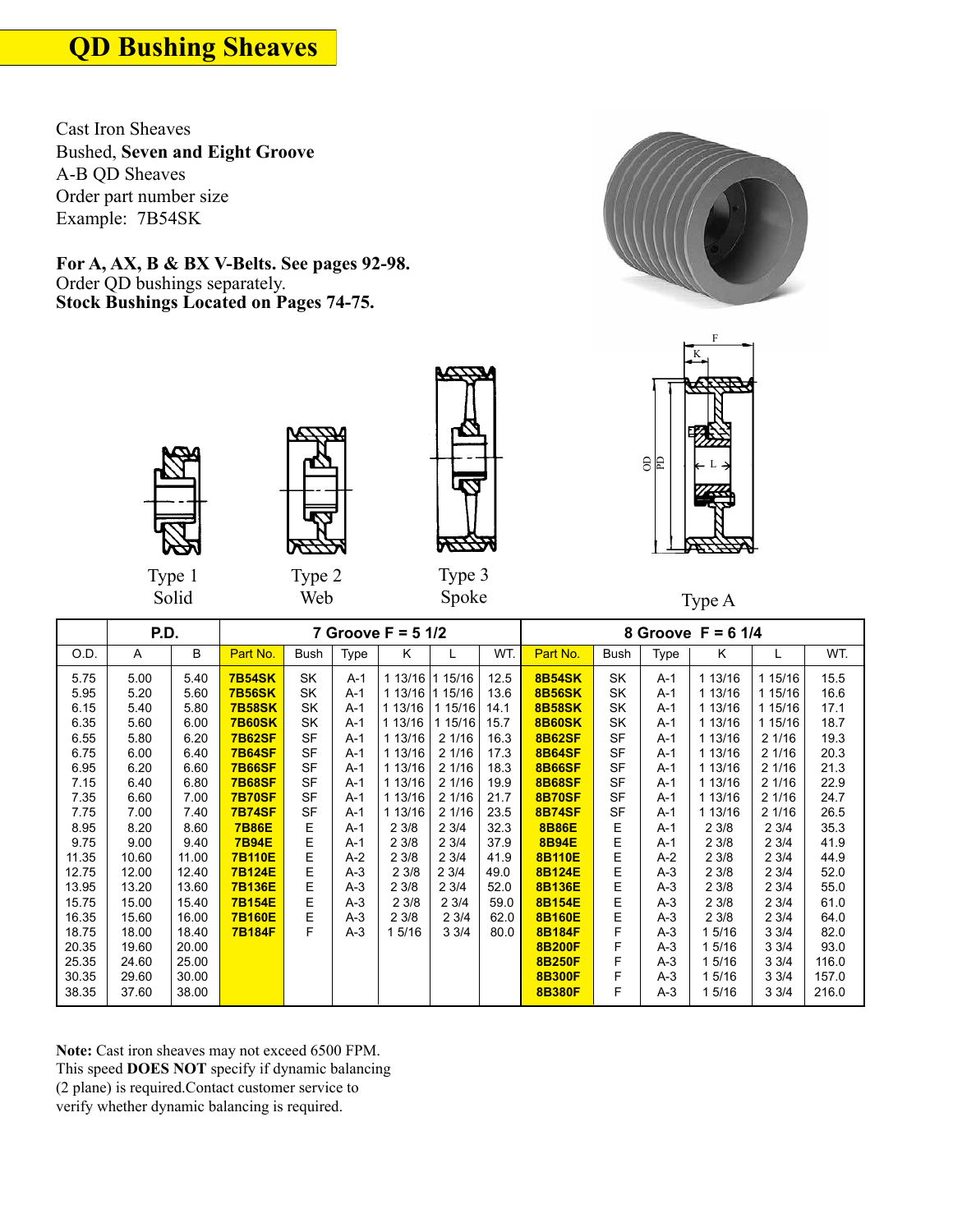# QD Bushing Sheaves

Cast Iron Sheaves
Bushed, **Seven and Eight Groove**
A-B QD Sheaves
Order part number size
Example: 7B54SK

**For A, AX, B & BX V-Belts. See pages 92-98.**
Order QD bushings separately.
**Stock Bushings Located on Pages 74-75.**

Type 1 Solid

Type 2 Web

Type 3 Spoke

Type A

| | P.D. | | 7 Groove F = 5 1/2 | | | | | | 8 Groove F = 6 1/4 | | | | | |
|---|---|---|---|---|---|---|---|---|---|---|---|---|---|---|
| O.D. | A | B | Part No. | Bush | Type | K | L | WT. | Part No. | Bush | Type | K | L | WT. |
| 5.75 | 5.00 | 5.40 | **7B54SK** | SK | A-1 | 1 13/16 | 1 15/16 | 12.5 | **8B54SK** | SK | A-1 | 1 13/16 | 1 15/16 | 15.5 |
| 5.95 | 5.20 | 5.60 | **7B56SK** | SK | A-1 | 1 13/16 | 1 15/16 | 13.6 | **8B56SK** | SK | A-1 | 1 13/16 | 1 15/16 | 16.6 |
| 6.15 | 5.40 | 5.80 | **7B58SK** | SK | A-1 | 1 13/16 | 1 15/16 | 14.1 | **8B58SK** | SK | A-1 | 1 13/16 | 1 15/16 | 17.1 |
| 6.35 | 5.60 | 6.00 | **7B60SK** | SK | A-1 | 1 13/16 | 1 15/16 | 15.7 | **8B60SK** | SK | A-1 | 1 13/16 | 1 15/16 | 18.7 |
| 6.55 | 5.80 | 6.20 | **7B62SF** | SF | A-1 | 1 13/16 | 2 1/16 | 16.3 | **8B62SF** | SF | A-1 | 1 13/16 | 2 1/16 | 19.3 |
| 6.75 | 6.00 | 6.40 | **7B64SF** | SF | A-1 | 1 13/16 | 2 1/16 | 17.3 | **8B64SF** | SF | A-1 | 1 13/16 | 2 1/16 | 20.3 |
| 6.95 | 6.20 | 6.60 | **7B66SF** | SF | A-1 | 1 13/16 | 2 1/16 | 18.3 | **8B66SF** | SF | A-1 | 1 13/16 | 2 1/16 | 21.3 |
| 7.15 | 6.40 | 6.80 | **7B68SF** | SF | A-1 | 1 13/16 | 2 1/16 | 19.9 | **8B68SF** | SF | A-1 | 1 13/16 | 2 1/16 | 22.9 |
| 7.35 | 6.60 | 7.00 | **7B70SF** | SF | A-1 | 1 13/16 | 2 1/16 | 21.7 | **8B70SF** | SF | A-1 | 1 13/16 | 2 1/16 | 24.7 |
| 7.75 | 7.00 | 7.40 | **7B74SF** | SF | A-1 | 1 13/16 | 2 1/16 | 23.5 | **8B74SF** | SF | A-1 | 1 13/16 | 2 1/16 | 26.5 |
| 8.95 | 8.20 | 8.60 | **7B86E** | E | A-1 | 2 3/8 | 2 3/4 | 32.3 | **8B86E** | E | A-1 | 2 3/8 | 2 3/4 | 35.3 |
| 9.75 | 9.00 | 9.40 | **7B94E** | E | A-1 | 2 3/8 | 2 3/4 | 37.9 | **8B94E** | E | A-1 | 2 3/8 | 2 3/4 | 41.9 |
| 11.35 | 10.60 | 11.00 | **7B110E** | E | A-2 | 2 3/8 | 2 3/4 | 41.9 | **8B110E** | E | A-2 | 2 3/8 | 2 3/4 | 44.9 |
| 12.75 | 12.00 | 12.40 | **7B124E** | E | A-3 | 2 3/8 | 2 3/4 | 49.0 | **8B124E** | E | A-3 | 2 3/8 | 2 3/4 | 52.0 |
| 13.95 | 13.20 | 13.60 | **7B136E** | E | A-3 | 2 3/8 | 2 3/4 | 52.0 | **8B136E** | E | A-3 | 2 3/8 | 2 3/4 | 55.0 |
| 15.75 | 15.00 | 15.40 | **7B154E** | E | A-3 | 2 3/8 | 2 3/4 | 59.0 | **8B154E** | E | A-3 | 2 3/8 | 2 3/4 | 61.0 |
| 16.35 | 15.60 | 16.00 | **7B160E** | E | A-3 | 2 3/8 | 2 3/4 | 62.0 | **8B160E** | E | A-3 | 2 3/8 | 2 3/4 | 64.0 |
| 18.75 | 18.00 | 18.40 | **7B184F** | F | A-3 | 1 5/16 | 3 3/4 | 80.0 | **8B184F** | F | A-3 | 1 5/16 | 3 3/4 | 82.0 |
| 20.35 | 19.60 | 20.00 | | | | | | | **8B200F** | F | A-3 | 1 5/16 | 3 3/4 | 93.0 |
| 25.35 | 24.60 | 25.00 | | | | | | | **8B250F** | F | A-3 | 1 5/16 | 3 3/4 | 116.0 |
| 30.35 | 29.60 | 30.00 | | | | | | | **8B300F** | F | A-3 | 1 5/16 | 3 3/4 | 157.0 |
| 38.35 | 37.60 | 38.00 | | | | | | | **8B380F** | F | A-3 | 1 5/16 | 3 3/4 | 216.0 |

**Note:** Cast iron sheaves may not exceed 6500 FPM. This speed **DOES NOT** specify if dynamic balancing (2 plane) is required.Contact customer service to verify whether dynamic balancing is required.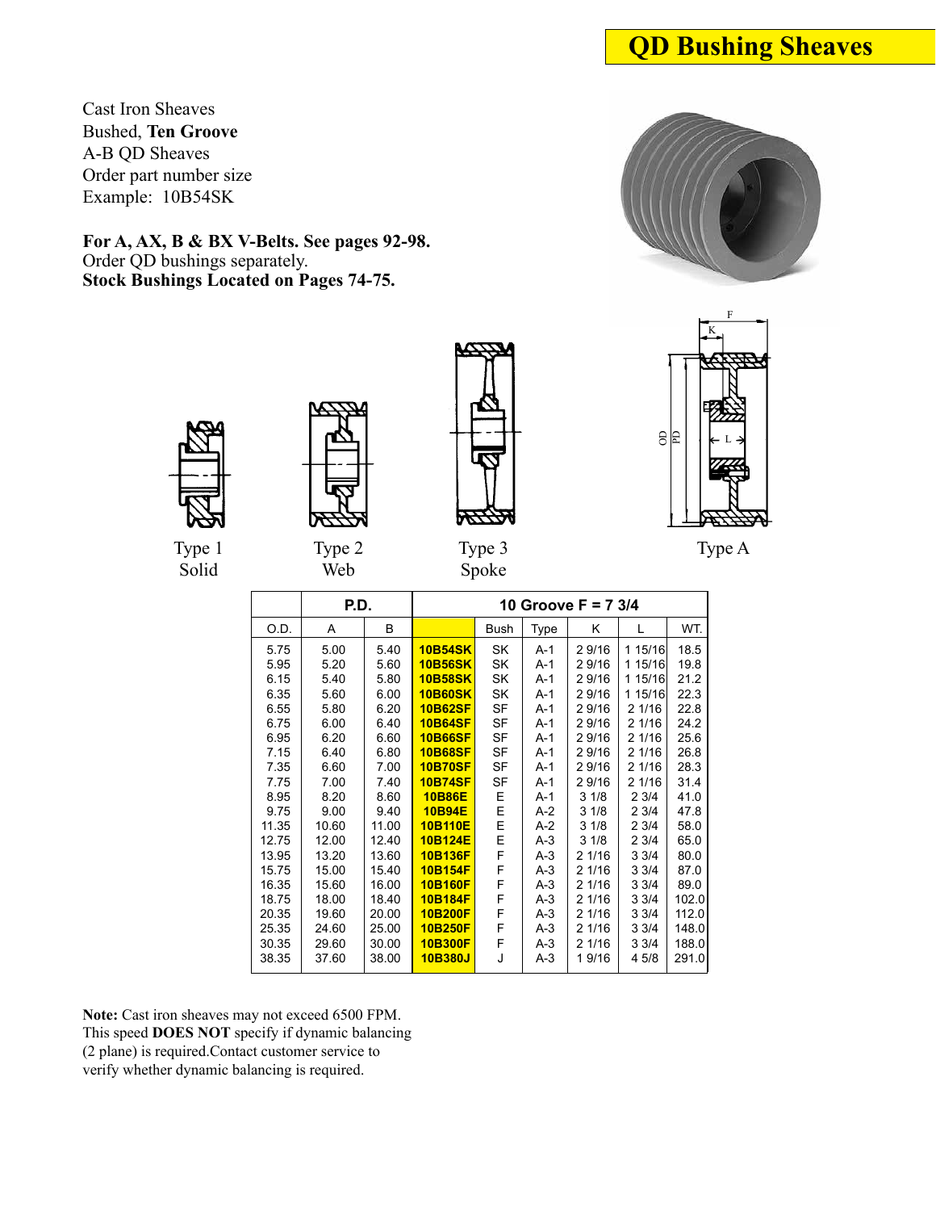# QD Bushing Sheaves

Cast Iron Sheaves
Bushed, **Ten Groove**
A-B QD Sheaves
Order part number size
Example: 10B54SK

**For A, AX, B & BX V-Belts. See pages 92-98.**
Order QD bushings separately.
**Stock Bushings Located on Pages 74-75.**

Type 1
Solid

Type 2
Web

Type 3
Spoke

Type A

| | P.D. | | 10 Groove F = 7 3/4 | | | | | |
|---|---|---|---|---|---|---|---|---|
| O.D. | A | B | | Bush | Type | K | L | WT. |
| 5.75 | 5.00 | 5.40 | **10B54SK** | SK | A-1 | 2 9/16 | 1 15/16 | 18.5 |
| 5.95 | 5.20 | 5.60 | **10B56SK** | SK | A-1 | 2 9/16 | 1 15/16 | 19.8 |
| 6.15 | 5.40 | 5.80 | **10B58SK** | SK | A-1 | 2 9/16 | 1 15/16 | 21.2 |
| 6.35 | 5.60 | 6.00 | **10B60SK** | SK | A-1 | 2 9/16 | 1 15/16 | 22.3 |
| 6.55 | 5.80 | 6.20 | **10B62SF** | SF | A-1 | 2 9/16 | 2 1/16 | 22.8 |
| 6.75 | 6.00 | 6.40 | **10B64SF** | SF | A-1 | 2 9/16 | 2 1/16 | 24.2 |
| 6.95 | 6.20 | 6.60 | **10B66SF** | SF | A-1 | 2 9/16 | 2 1/16 | 25.6 |
| 7.15 | 6.40 | 6.80 | **10B68SF** | SF | A-1 | 2 9/16 | 2 1/16 | 26.8 |
| 7.35 | 6.60 | 7.00 | **10B70SF** | SF | A-1 | 2 9/16 | 2 1/16 | 28.3 |
| 7.75 | 7.00 | 7.40 | **10B74SF** | SF | A-1 | 2 9/16 | 2 1/16 | 31.4 |
| 8.95 | 8.20 | 8.60 | **10B86E** | E | A-1 | 3 1/8 | 2 3/4 | 41.0 |
| 9.75 | 9.00 | 9.40 | **10B94E** | E | A-2 | 3 1/8 | 2 3/4 | 47.8 |
| 11.35 | 10.60 | 11.00 | **10B110E** | E | A-2 | 3 1/8 | 2 3/4 | 58.0 |
| 12.75 | 12.00 | 12.40 | **10B124E** | E | A-3 | 3 1/8 | 2 3/4 | 65.0 |
| 13.95 | 13.20 | 13.60 | **10B136F** | F | A-3 | 2 1/16 | 3 3/4 | 80.0 |
| 15.75 | 15.00 | 15.40 | **10B154F** | F | A-3 | 2 1/16 | 3 3/4 | 87.0 |
| 16.35 | 15.60 | 16.00 | **10B160F** | F | A-3 | 2 1/16 | 3 3/4 | 89.0 |
| 18.75 | 18.00 | 18.40 | **10B184F** | F | A-3 | 2 1/16 | 3 3/4 | 102.0 |
| 20.35 | 19.60 | 20.00 | **10B200F** | F | A-3 | 2 1/16 | 3 3/4 | 112.0 |
| 25.35 | 24.60 | 25.00 | **10B250F** | F | A-3 | 2 1/16 | 3 3/4 | 148.0 |
| 30.35 | 29.60 | 30.00 | **10B300F** | F | A-3 | 2 1/16 | 3 3/4 | 188.0 |
| 38.35 | 37.60 | 38.00 | **10B380J** | J | A-3 | 1 9/16 | 4 5/8 | 291.0 |

**Note:** Cast iron sheaves may not exceed 6500 FPM. This speed **DOES NOT** specify if dynamic balancing (2 plane) is required.Contact customer service to verify whether dynamic balancing is required.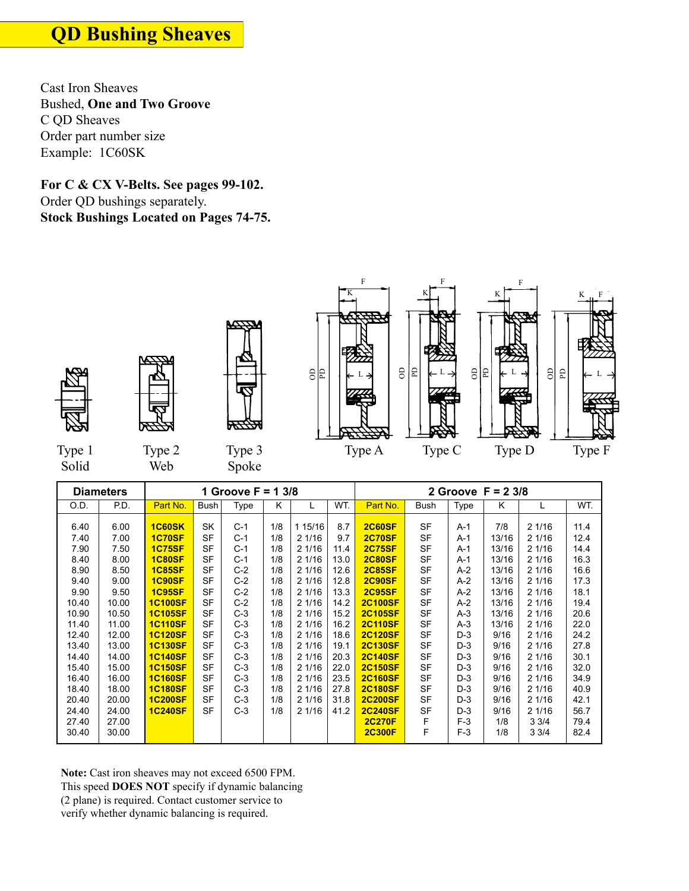# QD Bushing Sheaves

Cast Iron Sheaves
Bushed, **One and Two Groove**
C QD Sheaves
Order part number size
Example: 1C60SK

**For C & CX V-Belts. See pages 99-102.**
Order QD bushings separately.
**Stock Bushings Located on Pages 74-75.**

Type 1 Solid
Type 2 Web
Type 3 Spoke
Type A
Type C
Type D
Type F

| Diameters | | 1 Groove F = 1 3/8 | | | | | | 2 Groove F = 2 3/8 | | | | | |
|---|---|---|---|---|---|---|---|---|---|---|---|---|---|
| O.D. | P.D. | Part No. | Bush | Type | K | L | WT. | Part No. | Bush | Type | K | L | WT. |
| 6.40 | 6.00 | **1C60SK** | SK | C-1 | 1/8 | 1 15/16 | 8.7 | **2C60SF** | SF | A-1 | 7/8 | 2 1/16 | 11.4 |
| 7.40 | 7.00 | **1C70SF** | SF | C-1 | 1/8 | 2 1/16 | 9.7 | **2C70SF** | SF | A-1 | 13/16 | 2 1/16 | 12.4 |
| 7.90 | 7.50 | **1C75SF** | SF | C-1 | 1/8 | 2 1/16 | 11.4 | **2C75SF** | SF | A-1 | 13/16 | 2 1/16 | 14.4 |
| 8.40 | 8.00 | **1C80SF** | SF | C-1 | 1/8 | 2 1/16 | 13.0 | **2C80SF** | SF | A-1 | 13/16 | 2 1/16 | 16.3 |
| 8.90 | 8.50 | **1C85SF** | SF | C-2 | 1/8 | 2 1/16 | 12.6 | **2C85SF** | SF | A-2 | 13/16 | 2 1/16 | 16.6 |
| 9.40 | 9.00 | **1C90SF** | SF | C-2 | 1/8 | 2 1/16 | 12.8 | **2C90SF** | SF | A-2 | 13/16 | 2 1/16 | 17.3 |
| 9.90 | 9.50 | **1C95SF** | SF | C-2 | 1/8 | 2 1/16 | 13.3 | **2C95SF** | SF | A-2 | 13/16 | 2 1/16 | 18.1 |
| 10.40 | 10.00 | **1C100SF** | SF | C-2 | 1/8 | 2 1/16 | 14.2 | **2C100SF** | SF | A-2 | 13/16 | 2 1/16 | 19.4 |
| 10.90 | 10.50 | **1C105SF** | SF | C-3 | 1/8 | 2 1/16 | 15.2 | **2C105SF** | SF | A-3 | 13/16 | 2 1/16 | 20.6 |
| 11.40 | 11.00 | **1C110SF** | SF | C-3 | 1/8 | 2 1/16 | 16.2 | **2C110SF** | SF | A-3 | 13/16 | 2 1/16 | 22.0 |
| 12.40 | 12.00 | **1C120SF** | SF | C-3 | 1/8 | 2 1/16 | 18.6 | **2C120SF** | SF | D-3 | 9/16 | 2 1/16 | 24.2 |
| 13.40 | 13.00 | **1C130SF** | SF | C-3 | 1/8 | 2 1/16 | 19.1 | **2C130SF** | SF | D-3 | 9/16 | 2 1/16 | 27.8 |
| 14.40 | 14.00 | **1C140SF** | SF | C-3 | 1/8 | 2 1/16 | 20.3 | **2C140SF** | SF | D-3 | 9/16 | 2 1/16 | 30.1 |
| 15.40 | 15.00 | **1C150SF** | SF | C-3 | 1/8 | 2 1/16 | 22.0 | **2C150SF** | SF | D-3 | 9/16 | 2 1/16 | 32.0 |
| 16.40 | 16.00 | **1C160SF** | SF | C-3 | 1/8 | 2 1/16 | 23.5 | **2C160SF** | SF | D-3 | 9/16 | 2 1/16 | 34.9 |
| 18.40 | 18.00 | **1C180SF** | SF | C-3 | 1/8 | 2 1/16 | 27.8 | **2C180SF** | SF | D-3 | 9/16 | 2 1/16 | 40.9 |
| 20.40 | 20.00 | **1C200SF** | SF | C-3 | 1/8 | 2 1/16 | 31.8 | **2C200SF** | SF | D-3 | 9/16 | 2 1/16 | 42.1 |
| 24.40 | 24.00 | **1C240SF** | SF | C-3 | 1/8 | 2 1/16 | 41.2 | **2C240SF** | SF | D-3 | 9/16 | 2 1/16 | 56.7 |
| 27.40 | 27.00 | | | | | | | **2C270F** | F | F-3 | 1/8 | 3 3/4 | 79.4 |
| 30.40 | 30.00 | | | | | | | **2C300F** | F | F-3 | 1/8 | 3 3/4 | 82.4 |

**Note:** Cast iron sheaves may not exceed 6500 FPM. This speed **DOES NOT** specify if dynamic balancing (2 plane) is required. Contact customer service to verify whether dynamic balancing is required.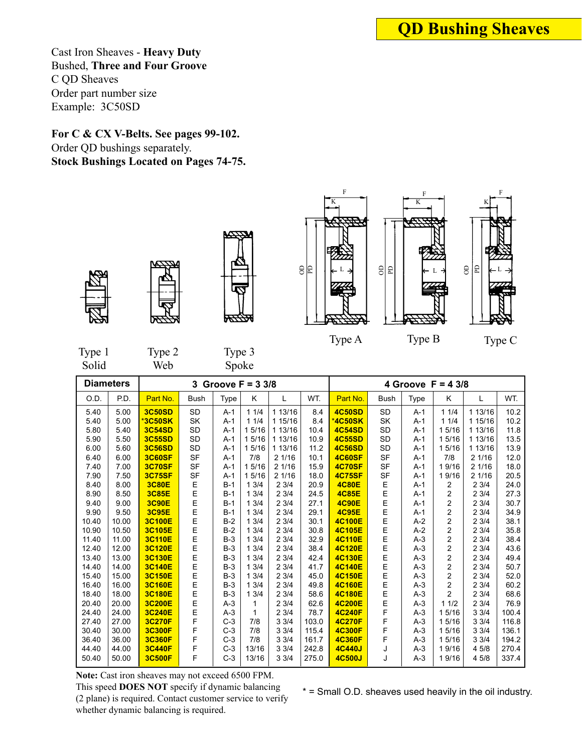# QD Bushing Sheaves

Cast Iron Sheaves - **Heavy Duty**
Bushed, **Three and Four Groove**
C QD Sheaves
Order part number size
Example: 3C50SD

**For C & CX V-Belts. See pages 99-102.**
Order QD bushings separately.
**Stock Bushings Located on Pages 74-75.**

F
K
OD
PD
L
Type A

F
K
OD
PD
L
Type B

F
K
OD
PD
L
Type C

Type 1
Solid

Type 2
Web

Type 3
Spoke

| Diameters | | 3 Groove F = 3 3/8 | | | | | | 4 Groove F = 4 3/8 | | | | | |
|---|---|---|---|---|---|---|---|---|---|---|---|---|---|
| O.D. | P.D. | Part No. | Bush | Type | K | L | WT. | Part No. | Bush | Type | K | L | WT. |
| 5.40 | 5.00 | **3C50SD** | SD | A-1 | 1 1/4 | 1 13/16 | 8.4 | **4C50SD** | SD | A-1 | 1 1/4 | 1 13/16 | 10.2 |
| 5.40 | 5.00 | ***3C50SK** | SK | A-1 | 1 1/4 | 1 15/16 | 8.4 | ***4C50SK** | SK | A-1 | 1 1/4 | 1 15/16 | 10.2 |
| 5.80 | 5.40 | **3C54SD** | SD | A-1 | 1 5/16 | 1 13/16 | 10.4 | **4C54SD** | SD | A-1 | 1 5/16 | 1 13/16 | 11.8 |
| 5.90 | 5.50 | **3C55SD** | SD | A-1 | 1 5/16 | 1 13/16 | 10.9 | **4C55SD** | SD | A-1 | 1 5/16 | 1 13/16 | 13.5 |
| 6.00 | 5.60 | **3C56SD** | SD | A-1 | 1 5/16 | 1 13/16 | 11.2 | **4C56SD** | SD | A-1 | 1 5/16 | 1 13/16 | 13.9 |
| 6.40 | 6.00 | **3C60SF** | SF | A-1 | 7/8 | 2 1/16 | 10.1 | **4C60SF** | SF | A-1 | 7/8 | 2 1/16 | 12.0 |
| 7.40 | 7.00 | **3C70SF** | SF | A-1 | 1 5/16 | 2 1/16 | 15.9 | **4C70SF** | SF | A-1 | 1 9/16 | 2 1/16 | 18.0 |
| 7.90 | 7.50 | **3C75SF** | SF | A-1 | 1 5/16 | 2 1/16 | 18.0 | **4C75SF** | SF | A-1 | 1 9/16 | 2 1/16 | 20.5 |
| 8.40 | 8.00 | **3C80E** | E | B-1 | 1 3/4 | 2 3/4 | 20.9 | **4C80E** | E | A-1 | 2 | 2 3/4 | 24.0 |
| 8.90 | 8.50 | **3C85E** | E | B-1 | 1 3/4 | 2 3/4 | 24.5 | **4C85E** | E | A-1 | 2 | 2 3/4 | 27.3 |
| 9.40 | 9.00 | **3C90E** | E | B-1 | 1 3/4 | 2 3/4 | 27.1 | **4C90E** | E | A-1 | 2 | 2 3/4 | 30.7 |
| 9.90 | 9.50 | **3C95E** | E | B-1 | 1 3/4 | 2 3/4 | 29.1 | **4C95E** | E | A-1 | 2 | 2 3/4 | 34.9 |
| 10.40 | 10.00 | **3C100E** | E | B-2 | 1 3/4 | 2 3/4 | 30.1 | **4C100E** | E | A-2 | 2 | 2 3/4 | 38.1 |
| 10.90 | 10.50 | **3C105E** | E | B-2 | 1 3/4 | 2 3/4 | 30.8 | **4C105E** | E | A-2 | 2 | 2 3/4 | 35.8 |
| 11.40 | 11.00 | **3C110E** | E | B-3 | 1 3/4 | 2 3/4 | 32.9 | **4C110E** | E | A-3 | 2 | 2 3/4 | 38.4 |
| 12.40 | 12.00 | **3C120E** | E | B-3 | 1 3/4 | 2 3/4 | 38.4 | **4C120E** | E | A-3 | 2 | 2 3/4 | 43.6 |
| 13.40 | 13.00 | **3C130E** | E | B-3 | 1 3/4 | 2 3/4 | 42.4 | **4C130E** | E | A-3 | 2 | 2 3/4 | 49.4 |
| 14.40 | 14.00 | **3C140E** | E | B-3 | 1 3/4 | 2 3/4 | 41.7 | **4C140E** | E | A-3 | 2 | 2 3/4 | 50.7 |
| 15.40 | 15.00 | **3C150E** | E | B-3 | 1 3/4 | 2 3/4 | 45.0 | **4C150E** | E | A-3 | 2 | 2 3/4 | 52.0 |
| 16.40 | 16.00 | **3C160E** | E | B-3 | 1 3/4 | 2 3/4 | 49.8 | **4C160E** | E | A-3 | 2 | 2 3/4 | 60.2 |
| 18.40 | 18.00 | **3C180E** | E | B-3 | 1 3/4 | 2 3/4 | 58.6 | **4C180E** | E | A-3 | 2 | 2 3/4 | 68.6 |
| 20.40 | 20.00 | **3C200E** | E | A-3 | 1 | 2 3/4 | 62.6 | **4C200E** | E | A-3 | 1 1/2 | 2 3/4 | 76.9 |
| 24.40 | 24.00 | **3C240E** | E | A-3 | 1 | 2 3/4 | 78.7 | **4C240F** | F | A-3 | 1 5/16 | 3 3/4 | 100.4 |
| 27.40 | 27.00 | **3C270F** | F | C-3 | 7/8 | 3 3/4 | 103.0 | **4C270F** | F | A-3 | 1 5/16 | 3 3/4 | 116.8 |
| 30.40 | 30.00 | **3C300F** | F | C-3 | 7/8 | 3 3/4 | 115.4 | **4C300F** | F | A-3 | 1 5/16 | 3 3/4 | 136.1 |
| 36.40 | 36.00 | **3C360F** | F | C-3 | 7/8 | 3 3/4 | 161.7 | **4C360F** | F | A-3 | 1 5/16 | 3 3/4 | 194.2 |
| 44.40 | 44.00 | **3C440F** | F | C-3 | 13/16 | 3 3/4 | 242.8 | **4C440J** | J | A-3 | 1 9/16 | 4 5/8 | 270.4 |
| 50.40 | 50.00 | **3C500F** | F | C-3 | 13/16 | 3 3/4 | 275.0 | **4C500J** | J | A-3 | 1 9/16 | 4 5/8 | 337.4 |

**Note:** Cast iron sheaves may not exceed 6500 FPM. This speed **DOES NOT** specify if dynamic balancing (2 plane) is required. Contact customer service to verify whether dynamic balancing is required.

* = Small O.D. sheaves used heavily in the oil industry.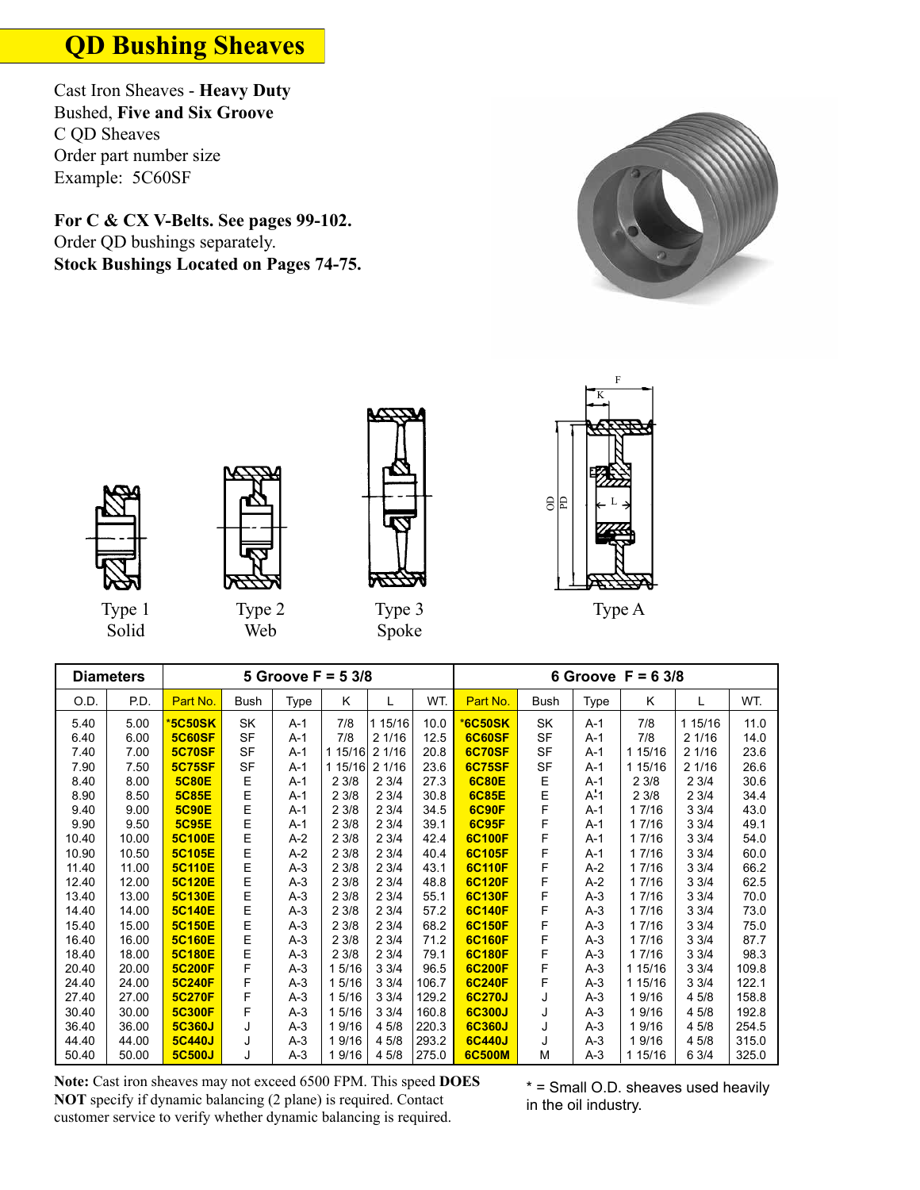# QD Bushing Sheaves

Cast Iron Sheaves - **Heavy Duty**
Bushed, **Five and Six Groove**
C QD Sheaves
Order part number size
Example: 5C60SF

**For C & CX V-Belts. See pages 99-102.**
Order QD bushings separately.
**Stock Bushings Located on Pages 74-75.**

Type 1
Solid

Type 2
Web

Type 3
Spoke

Type A

F
K
OD
PD
L

| Diameters | | 5 Groove F = 5 3/8 | | | | | | 6 Groove F = 6 3/8 | | | | | |
|---|---|---|---|---|---|---|---|---|---|---|---|---|---|
| O.D. | P.D. | Part No. | Bush | Type | K | L | WT. | Part No. | Bush | Type | K | L | WT. |
| 5.40 | 5.00 | *5C50SK | SK | A-1 | 7/8 | 1 15/16 | 10.0 | *6C50SK | SK | A-1 | 7/8 | 1 15/16 | 11.0 |
| 6.40 | 6.00 | 5C60SF | SF | A-1 | 7/8 | 2 1/16 | 12.5 | 6C60SF | SF | A-1 | 7/8 | 2 1/16 | 14.0 |
| 7.40 | 7.00 | 5C70SF | SF | A-1 | 1 15/16 | 2 1/16 | 20.8 | 6C70SF | SF | A-1 | 1 15/16 | 2 1/16 | 23.6 |
| 7.90 | 7.50 | 5C75SF | SF | A-1 | 1 15/16 | 2 1/16 | 23.6 | 6C75SF | SF | A-1 | 1 15/16 | 2 1/16 | 26.6 |
| 8.40 | 8.00 | 5C80E | E | A-1 | 2 3/8 | 2 3/4 | 27.3 | 6C80E | E | A-1 | 2 3/8 | 2 3/4 | 30.6 |
| 8.90 | 8.50 | 5C85E | E | A-1 | 2 3/8 | 2 3/4 | 30.8 | 6C85E | E | A-1 | 2 3/8 | 2 3/4 | 34.4 |
| 9.40 | 9.00 | 5C90E | E | A-1 | 2 3/8 | 2 3/4 | 34.5 | 6C90F | F | A-1 | 1 7/16 | 3 3/4 | 43.0 |
| 9.90 | 9.50 | 5C95E | E | A-1 | 2 3/8 | 2 3/4 | 39.1 | 6C95F | F | A-1 | 1 7/16 | 3 3/4 | 49.1 |
| 10.40 | 10.00 | 5C100E | E | A-2 | 2 3/8 | 2 3/4 | 42.4 | 6C100F | F | A-1 | 1 7/16 | 3 3/4 | 54.0 |
| 10.90 | 10.50 | 5C105E | E | A-2 | 2 3/8 | 2 3/4 | 40.4 | 6C105F | F | A-1 | 1 7/16 | 3 3/4 | 60.0 |
| 11.40 | 11.00 | 5C110E | E | A-3 | 2 3/8 | 2 3/4 | 43.1 | 6C110F | F | A-2 | 1 7/16 | 3 3/4 | 66.2 |
| 12.40 | 12.00 | 5C120E | E | A-3 | 2 3/8 | 2 3/4 | 48.8 | 6C120F | F | A-2 | 1 7/16 | 3 3/4 | 62.5 |
| 13.40 | 13.00 | 5C130E | E | A-3 | 2 3/8 | 2 3/4 | 55.1 | 6C130F | F | A-3 | 1 7/16 | 3 3/4 | 70.0 |
| 14.40 | 14.00 | 5C140E | E | A-3 | 2 3/8 | 2 3/4 | 57.2 | 6C140F | F | A-3 | 1 7/16 | 3 3/4 | 73.0 |
| 15.40 | 15.00 | 5C150E | E | A-3 | 2 3/8 | 2 3/4 | 68.2 | 6C150F | F | A-3 | 1 7/16 | 3 3/4 | 75.0 |
| 16.40 | 16.00 | 5C160E | E | A-3 | 2 3/8 | 2 3/4 | 71.2 | 6C160F | F | A-3 | 1 7/16 | 3 3/4 | 87.7 |
| 18.40 | 18.00 | 5C180E | E | A-3 | 2 3/8 | 2 3/4 | 79.1 | 6C180F | F | A-3 | 1 7/16 | 3 3/4 | 98.3 |
| 20.40 | 20.00 | 5C200F | F | A-3 | 1 5/16 | 3 3/4 | 96.5 | 6C200F | F | A-3 | 1 15/16 | 3 3/4 | 109.8 |
| 24.40 | 24.00 | 5C240F | F | A-3 | 1 5/16 | 3 3/4 | 106.7 | 6C240F | F | A-3 | 1 15/16 | 3 3/4 | 122.1 |
| 27.40 | 27.00 | 5C270F | F | A-3 | 1 5/16 | 3 3/4 | 129.2 | 6C270J | J | A-3 | 1 9/16 | 4 5/8 | 158.8 |
| 30.40 | 30.00 | 5C300F | F | A-3 | 1 5/16 | 3 3/4 | 160.8 | 6C300J | J | A-3 | 1 9/16 | 4 5/8 | 192.8 |
| 36.40 | 36.00 | 5C360J | J | A-3 | 1 9/16 | 4 5/8 | 220.3 | 6C360J | J | A-3 | 1 9/16 | 4 5/8 | 254.5 |
| 44.40 | 44.00 | 5C440J | J | A-3 | 1 9/16 | 4 5/8 | 293.2 | 6C440J | J | A-3 | 1 9/16 | 4 5/8 | 315.0 |
| 50.40 | 50.00 | 5C500J | J | A-3 | 1 9/16 | 4 5/8 | 275.0 | 6C500M | M | A-3 | 1 15/16 | 6 3/4 | 325.0 |

**Note:** Cast iron sheaves may not exceed 6500 FPM. This speed **DOES NOT** specify if dynamic balancing (2 plane) is required. Contact customer service to verify whether dynamic balancing is required.

* = Small O.D. sheaves used heavily in the oil industry.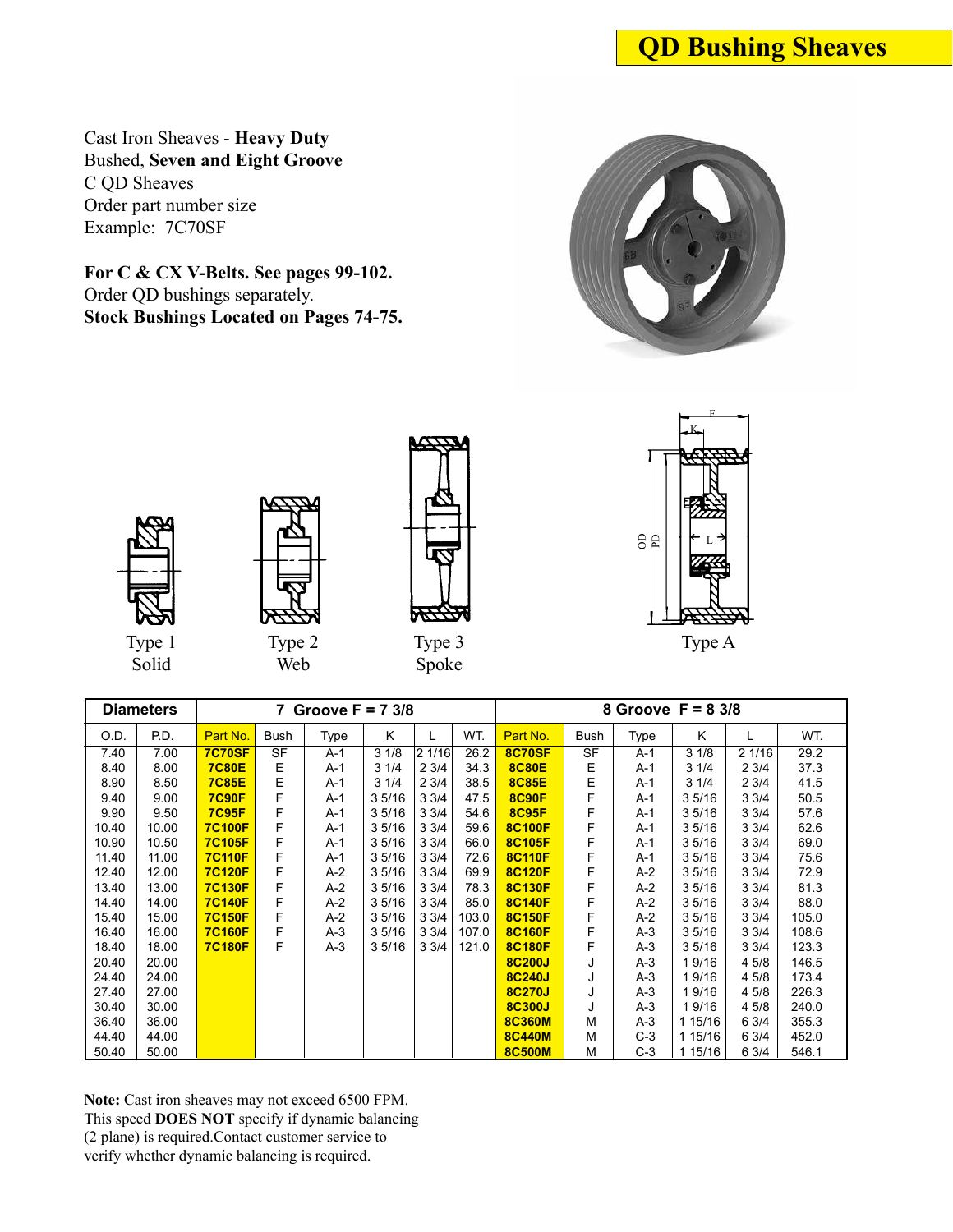# QD Bushing Sheaves

Cast Iron Sheaves - **Heavy Duty**
Bushed, **Seven and Eight Groove**
C QD Sheaves
Order part number size
Example: 7C70SF

**For C & CX V-Belts. See pages 99-102.**
Order QD bushings separately.
**Stock Bushings Located on Pages 74-75.**

Type 1
Solid

Type 2
Web

Type 3
Spoke

Type A

| Diameters | | 7 Groove F = 7 3/8 | | | | | | 8 Groove F = 8 3/8 | | | | | |
|---|---|---|---|---|---|---|---|---|---|---|---|---|---|
| O.D. | P.D. | Part No. | Bush | Type | K | L | WT. | Part No. | Bush | Type | K | L | WT. |
| 7.40 | 7.00 | **7C70SF** | SF | A-1 | 3 1/8 | 2 1/16 | 26.2 | **8C70SF** | SF | A-1 | 3 1/8 | 2 1/16 | 29.2 |
| 8.40 | 8.00 | **7C80E** | E | A-1 | 3 1/4 | 2 3/4 | 34.3 | **8C80E** | E | A-1 | 3 1/4 | 2 3/4 | 37.3 |
| 8.90 | 8.50 | **7C85E** | E | A-1 | 3 1/4 | 2 3/4 | 38.5 | **8C85E** | E | A-1 | 3 1/4 | 2 3/4 | 41.5 |
| 9.40 | 9.00 | **7C90F** | F | A-1 | 3 5/16 | 3 3/4 | 47.5 | **8C90F** | F | A-1 | 3 5/16 | 3 3/4 | 50.5 |
| 9.90 | 9.50 | **7C95F** | F | A-1 | 3 5/16 | 3 3/4 | 54.6 | **8C95F** | F | A-1 | 3 5/16 | 3 3/4 | 57.6 |
| 10.40 | 10.00 | **7C100F** | F | A-1 | 3 5/16 | 3 3/4 | 59.6 | **8C100F** | F | A-1 | 3 5/16 | 3 3/4 | 62.6 |
| 10.90 | 10.50 | **7C105F** | F | A-1 | 3 5/16 | 3 3/4 | 66.0 | **8C105F** | F | A-1 | 3 5/16 | 3 3/4 | 69.0 |
| 11.40 | 11.00 | **7C110F** | F | A-1 | 3 5/16 | 3 3/4 | 72.6 | **8C110F** | F | A-1 | 3 5/16 | 3 3/4 | 75.6 |
| 12.40 | 12.00 | **7C120F** | F | A-2 | 3 5/16 | 3 3/4 | 69.9 | **8C120F** | F | A-2 | 3 5/16 | 3 3/4 | 72.9 |
| 13.40 | 13.00 | **7C130F** | F | A-2 | 3 5/16 | 3 3/4 | 78.3 | **8C130F** | F | A-2 | 3 5/16 | 3 3/4 | 81.3 |
| 14.40 | 14.00 | **7C140F** | F | A-2 | 3 5/16 | 3 3/4 | 85.0 | **8C140F** | F | A-2 | 3 5/16 | 3 3/4 | 88.0 |
| 15.40 | 15.00 | **7C150F** | F | A-2 | 3 5/16 | 3 3/4 | 103.0 | **8C150F** | F | A-2 | 3 5/16 | 3 3/4 | 105.0 |
| 16.40 | 16.00 | **7C160F** | F | A-3 | 3 5/16 | 3 3/4 | 107.0 | **8C160F** | F | A-3 | 3 5/16 | 3 3/4 | 108.6 |
| 18.40 | 18.00 | **7C180F** | F | A-3 | 3 5/16 | 3 3/4 | 121.0 | **8C180F** | F | A-3 | 3 5/16 | 3 3/4 | 123.3 |
| 20.40 | 20.00 | | | | | | | **8C200J** | J | A-3 | 1 9/16 | 4 5/8 | 146.5 |
| 24.40 | 24.00 | | | | | | | **8C240J** | J | A-3 | 1 9/16 | 4 5/8 | 173.4 |
| 27.40 | 27.00 | | | | | | | **8C270J** | J | A-3 | 1 9/16 | 4 5/8 | 226.3 |
| 30.40 | 30.00 | | | | | | | **8C300J** | J | A-3 | 1 9/16 | 4 5/8 | 240.0 |
| 36.40 | 36.00 | | | | | | | **8C360M** | M | A-3 | 1 15/16 | 6 3/4 | 355.3 |
| 44.40 | 44.00 | | | | | | | **8C440M** | M | C-3 | 1 15/16 | 6 3/4 | 452.0 |
| 50.40 | 50.00 | | | | | | | **8C500M** | M | C-3 | 1 15/16 | 6 3/4 | 546.1 |

**Note:** Cast iron sheaves may not exceed 6500 FPM. This speed **DOES NOT** specify if dynamic balancing (2 plane) is required.Contact customer service to verify whether dynamic balancing is required.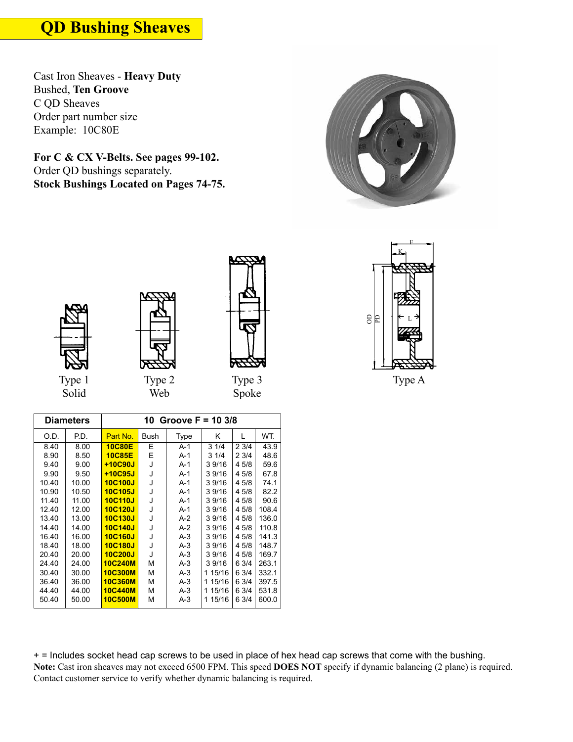# QD Bushing Sheaves

Cast Iron Sheaves - **Heavy Duty**
Bushed, **Ten Groove**
C QD Sheaves
Order part number size
Example: 10C80E

**For C & CX V-Belts. See pages 99-102.**
Order QD bushings separately.
**Stock Bushings Located on Pages 74-75.**

Type 1
Solid

Type 2
Web

Type 3
Spoke

Type A

F
K
OD
PD
L

| Diameters | | 10 Groove F = 10 3/8 | | | | | |
|---|---|---|---|---|---|---|---|
| O.D. | P.D. | Part No. | Bush | Type | K | L | WT. |
| 8.40 | 8.00 | **10C80E** | E | A-1 | 3 1/4 | 2 3/4 | 43.9 |
| 8.90 | 8.50 | **10C85E** | E | A-1 | 3 1/4 | 2 3/4 | 48.6 |
| 9.40 | 9.00 | **+10C90J** | J | A-1 | 3 9/16 | 4 5/8 | 59.6 |
| 9.90 | 9.50 | **+10C95J** | J | A-1 | 3 9/16 | 4 5/8 | 67.8 |
| 10.40 | 10.00 | **10C100J** | J | A-1 | 3 9/16 | 4 5/8 | 74.1 |
| 10.90 | 10.50 | **10C105J** | J | A-1 | 3 9/16 | 4 5/8 | 82.2 |
| 11.40 | 11.00 | **10C110J** | J | A-1 | 3 9/16 | 4 5/8 | 90.6 |
| 12.40 | 12.00 | **10C120J** | J | A-1 | 3 9/16 | 4 5/8 | 108.4 |
| 13.40 | 13.00 | **10C130J** | J | A-2 | 3 9/16 | 4 5/8 | 136.0 |
| 14.40 | 14.00 | **10C140J** | J | A-2 | 3 9/16 | 4 5/8 | 110.8 |
| 16.40 | 16.00 | **10C160J** | J | A-3 | 3 9/16 | 4 5/8 | 141.3 |
| 18.40 | 18.00 | **10C180J** | J | A-3 | 3 9/16 | 4 5/8 | 148.7 |
| 20.40 | 20.00 | **10C200J** | J | A-3 | 3 9/16 | 4 5/8 | 169.7 |
| 24.40 | 24.00 | **10C240M** | M | A-3 | 3 9/16 | 6 3/4 | 263.1 |
| 30.40 | 30.00 | **10C300M** | M | A-3 | 1 15/16 | 6 3/4 | 332.1 |
| 36.40 | 36.00 | **10C360M** | M | A-3 | 1 15/16 | 6 3/4 | 397.5 |
| 44.40 | 44.00 | **10C440M** | M | A-3 | 1 15/16 | 6 3/4 | 531.8 |
| 50.40 | 50.00 | **10C500M** | M | A-3 | 1 15/16 | 6 3/4 | 600.0 |

+ = Includes socket head cap screws to be used in place of hex head cap screws that come with the bushing.
**Note:** Cast iron sheaves may not exceed 6500 FPM. This speed **DOES NOT** specify if dynamic balancing (2 plane) is required. Contact customer service to verify whether dynamic balancing is required.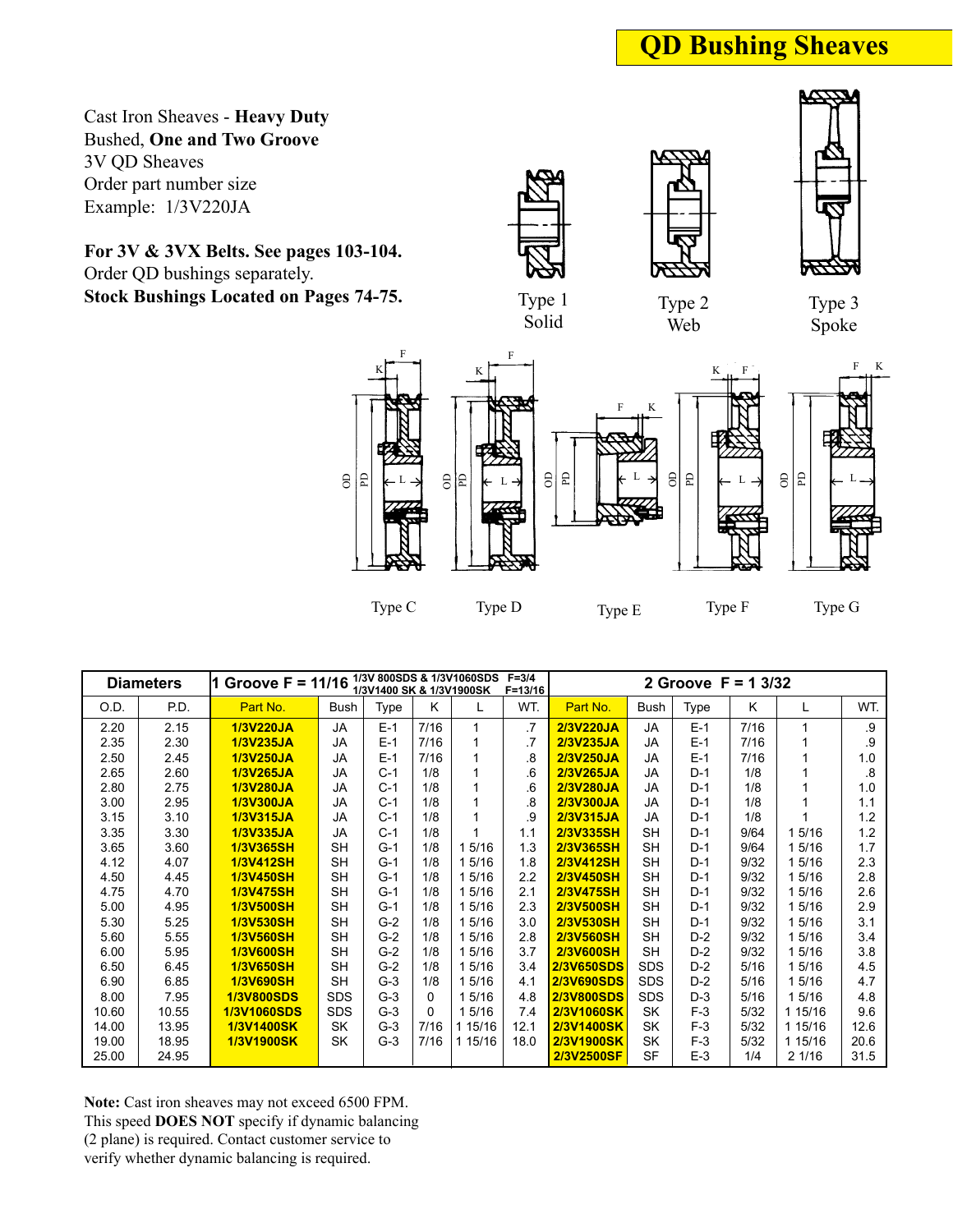# QD Bushing Sheaves

Cast Iron Sheaves - **Heavy Duty**
Bushed, **One and Two Groove**
3V QD Sheaves
Order part number size
Example: 1/3V220JA

**For 3V & 3VX Belts. See pages 103-104.**
Order QD bushings separately.
**Stock Bushings Located on Pages 74-75.**

Type 1 Solid

Type 2 Web

Type 3 Spoke

Type C

Type D

Type E

Type F

Type G

| Diameters | | 1 Groove F = 11/16 (1/3V 800SDS & 1/3V1060SDS F=3/4; 1/3V1400 SK & 1/3V1900SK F=13/16) | | | | | | 2 Groove F = 1 3/32 | | | | | |
|---|---|---|---|---|---|---|---|---|---|---|---|---|---|
| O.D. | P.D. | Part No. | Bush | Type | K | L | WT. | Part No. | Bush | Type | K | L | WT. |
| 2.20 | 2.15 | **1/3V220JA** | JA | E-1 | 7/16 | 1 | .7 | **2/3V220JA** | JA | E-1 | 7/16 | 1 | .9 |
| 2.35 | 2.30 | **1/3V235JA** | JA | E-1 | 7/16 | 1 | .7 | **2/3V235JA** | JA | E-1 | 7/16 | 1 | .9 |
| 2.50 | 2.45 | **1/3V250JA** | JA | E-1 | 7/16 | 1 | .8 | **2/3V250JA** | JA | E-1 | 7/16 | 1 | 1.0 |
| 2.65 | 2.60 | **1/3V265JA** | JA | C-1 | 1/8 | 1 | .6 | **2/3V265JA** | JA | D-1 | 1/8 | 1 | .8 |
| 2.80 | 2.75 | **1/3V280JA** | JA | C-1 | 1/8 | 1 | .6 | **2/3V280JA** | JA | D-1 | 1/8 | 1 | 1.0 |
| 3.00 | 2.95 | **1/3V300JA** | JA | C-1 | 1/8 | 1 | .8 | **2/3V300JA** | JA | D-1 | 1/8 | 1 | 1.1 |
| 3.15 | 3.10 | **1/3V315JA** | JA | C-1 | 1/8 | 1 | .9 | **2/3V315JA** | JA | D-1 | 1/8 | 1 | 1.2 |
| 3.35 | 3.30 | **1/3V335JA** | JA | C-1 | 1/8 | 1 | 1.1 | **2/3V335SH** | SH | D-1 | 9/64 | 1 5/16 | 1.2 |
| 3.65 | 3.60 | **1/3V365SH** | SH | G-1 | 1/8 | 1 5/16 | 1.3 | **2/3V365SH** | SH | D-1 | 9/64 | 1 5/16 | 1.7 |
| 4.12 | 4.07 | **1/3V412SH** | SH | G-1 | 1/8 | 1 5/16 | 1.8 | **2/3V412SH** | SH | D-1 | 9/32 | 1 5/16 | 2.3 |
| 4.50 | 4.45 | **1/3V450SH** | SH | G-1 | 1/8 | 1 5/16 | 2.2 | **2/3V450SH** | SH | D-1 | 9/32 | 1 5/16 | 2.8 |
| 4.75 | 4.70 | **1/3V475SH** | SH | G-1 | 1/8 | 1 5/16 | 2.1 | **2/3V475SH** | SH | D-1 | 9/32 | 1 5/16 | 2.6 |
| 5.00 | 4.95 | **1/3V500SH** | SH | G-1 | 1/8 | 1 5/16 | 2.3 | **2/3V500SH** | SH | D-1 | 9/32 | 1 5/16 | 2.9 |
| 5.30 | 5.25 | **1/3V530SH** | SH | G-2 | 1/8 | 1 5/16 | 3.0 | **2/3V530SH** | SH | D-1 | 9/32 | 1 5/16 | 3.1 |
| 5.60 | 5.55 | **1/3V560SH** | SH | G-2 | 1/8 | 1 5/16 | 2.8 | **2/3V560SH** | SH | D-2 | 9/32 | 1 5/16 | 3.4 |
| 6.00 | 5.95 | **1/3V600SH** | SH | G-2 | 1/8 | 1 5/16 | 3.7 | **2/3V600SH** | SH | D-2 | 9/32 | 1 5/16 | 3.8 |
| 6.50 | 6.45 | **1/3V650SH** | SH | G-2 | 1/8 | 1 5/16 | 3.4 | **2/3V650SDS** | SDS | D-2 | 5/16 | 1 5/16 | 4.5 |
| 6.90 | 6.85 | **1/3V690SH** | SH | G-3 | 1/8 | 1 5/16 | 4.1 | **2/3V690SDS** | SDS | D-2 | 5/16 | 1 5/16 | 4.7 |
| 8.00 | 7.95 | **1/3V800SDS** | SDS | G-3 | 0 | 1 5/16 | 4.8 | **2/3V800SDS** | SDS | D-3 | 5/16 | 1 5/16 | 4.8 |
| 10.60 | 10.55 | **1/3V1060SDS** | SDS | G-3 | 0 | 1 5/16 | 7.4 | **2/3V1060SK** | SK | F-3 | 5/32 | 1 15/16 | 9.6 |
| 14.00 | 13.95 | **1/3V1400SK** | SK | G-3 | 7/16 | 1 15/16 | 12.1 | **2/3V1400SK** | SK | F-3 | 5/32 | 1 15/16 | 12.6 |
| 19.00 | 18.95 | **1/3V1900SK** | SK | G-3 | 7/16 | 1 15/16 | 18.0 | **2/3V1900SK** | SK | F-3 | 5/32 | 1 15/16 | 20.6 |
| 25.00 | 24.95 | | | | | | | **2/3V2500SF** | SF | E-3 | 1/4 | 2 1/16 | 31.5 |

**Note:** Cast iron sheaves may not exceed 6500 FPM. This speed **DOES NOT** specify if dynamic balancing (2 plane) is required. Contact customer service to verify whether dynamic balancing is required.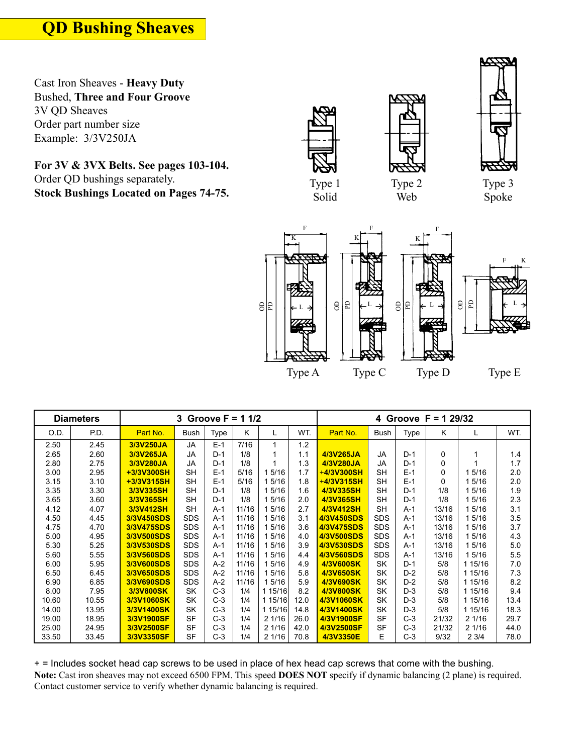# QD Bushing Sheaves

Cast Iron Sheaves - **Heavy Duty**
Bushed, **Three and Four Groove**
3V QD Sheaves
Order part number size
Example: 3/3V250JA

**For 3V & 3VX Belts. See pages 103-104.**
Order QD bushings separately.
**Stock Bushings Located on Pages 74-75.**

Type 1
Solid

Type 2
Web

Type 3
Spoke

F K OD PD L

Type A

Type C

Type D

Type E

| Diameters | | 3 Groove F = 1 1/2 | | | | | | 4 Groove F = 1 29/32 | | | | | |
|---|---|---|---|---|---|---|---|---|---|---|---|---|---|
| O.D. | P.D. | Part No. | Bush | Type | K | L | WT. | Part No. | Bush | Type | K | L | WT. |
| 2.50 | 2.45 | **3/3V250JA** | JA | E-1 | 7/16 | 1 | 1.2 | | | | | | |
| 2.65 | 2.60 | **3/3V265JA** | JA | D-1 | 1/8 | 1 | 1.1 | **4/3V265JA** | JA | D-1 | 0 | 1 | 1.4 |
| 2.80 | 2.75 | **3/3V280JA** | JA | D-1 | 1/8 | 1 | 1.3 | **4/3V280JA** | JA | D-1 | 0 | 1 | 1.7 |
| 3.00 | 2.95 | **+3/3V300SH** | SH | E-1 | 5/16 | 1 5/16 | 1.7 | **+4/3V300SH** | SH | E-1 | 0 | 1 5/16 | 2.0 |
| 3.15 | 3.10 | **+3/3V315SH** | SH | E-1 | 5/16 | 1 5/16 | 1.8 | **+4/3V315SH** | SH | E-1 | 0 | 1 5/16 | 2.0 |
| 3.35 | 3.30 | **3/3V335SH** | SH | D-1 | 1/8 | 1 5/16 | 1.6 | **4/3V335SH** | SH | D-1 | 1/8 | 1 5/16 | 1.9 |
| 3.65 | 3.60 | **3/3V365SH** | SH | D-1 | 1/8 | 1 5/16 | 2.0 | **4/3V365SH** | SH | D-1 | 1/8 | 1 5/16 | 2.3 |
| 4.12 | 4.07 | **3/3V412SH** | SH | A-1 | 11/16 | 1 5/16 | 2.7 | **4/3V412SH** | SH | A-1 | 13/16 | 1 5/16 | 3.1 |
| 4.50 | 4.45 | **3/3V450SDS** | SDS | A-1 | 11/16 | 1 5/16 | 3.1 | **4/3V450SDS** | SDS | A-1 | 13/16 | 1 5/16 | 3.5 |
| 4.75 | 4.70 | **3/3V475SDS** | SDS | A-1 | 11/16 | 1 5/16 | 3.6 | **4/3V475SDS** | SDS | A-1 | 13/16 | 1 5/16 | 3.7 |
| 5.00 | 4.95 | **3/3V500SDS** | SDS | A-1 | 11/16 | 1 5/16 | 4.0 | **4/3V500SDS** | SDS | A-1 | 13/16 | 1 5/16 | 4.3 |
| 5.30 | 5.25 | **3/3V530SDS** | SDS | A-1 | 11/16 | 1 5/16 | 3.9 | **4/3V530SDS** | SDS | A-1 | 13/16 | 1 5/16 | 5.0 |
| 5.60 | 5.55 | **3/3V560SDS** | SDS | A-1 | 11/16 | 1 5/16 | 4.4 | **4/3V560SDS** | SDS | A-1 | 13/16 | 1 5/16 | 5.5 |
| 6.00 | 5.95 | **3/3V600SDS** | SDS | A-2 | 11/16 | 1 5/16 | 4.9 | **4/3V600SK** | SK | D-1 | 5/8 | 1 15/16 | 7.0 |
| 6.50 | 6.45 | **3/3V650SDS** | SDS | A-2 | 11/16 | 1 5/16 | 5.8 | **4/3V650SK** | SK | D-2 | 5/8 | 1 15/16 | 7.3 |
| 6.90 | 6.85 | **3/3V690SDS** | SDS | A-2 | 11/16 | 1 5/16 | 5.9 | **4/3V690SK** | SK | D-2 | 5/8 | 1 15/16 | 8.2 |
| 8.00 | 7.95 | **3/3V800SK** | SK | C-3 | 1/4 | 1 15/16 | 8.2 | **4/3V800SK** | SK | D-3 | 5/8 | 1 15/16 | 9.4 |
| 10.60 | 10.55 | **3/3V1060SK** | SK | C-3 | 1/4 | 1 15/16 | 12.0 | **4/3V1060SK** | SK | D-3 | 5/8 | 1 15/16 | 13.4 |
| 14.00 | 13.95 | **3/3V1400SK** | SK | C-3 | 1/4 | 1 15/16 | 14.8 | **4/3V1400SK** | SK | D-3 | 5/8 | 1 15/16 | 18.3 |
| 19.00 | 18.95 | **3/3V1900SF** | SF | C-3 | 1/4 | 2 1/16 | 26.0 | **4/3V1900SF** | SF | C-3 | 21/32 | 2 1/16 | 29.7 |
| 25.00 | 24.95 | **3/3V2500SF** | SF | C-3 | 1/4 | 2 1/16 | 42.0 | **4/3V2500SF** | SF | C-3 | 21/32 | 2 1/16 | 44.0 |
| 33.50 | 33.45 | **3/3V3350SF** | SF | C-3 | 1/4 | 2 1/16 | 70.8 | **4/3V3350E** | E | C-3 | 9/32 | 2 3/4 | 78.0 |

+ = Includes socket head cap screws to be used in place of hex head cap screws that come with the bushing.
**Note:** Cast iron sheaves may not exceed 6500 FPM. This speed **DOES NOT** specify if dynamic balancing (2 plane) is required. Contact customer service to verify whether dynamic balancing is required.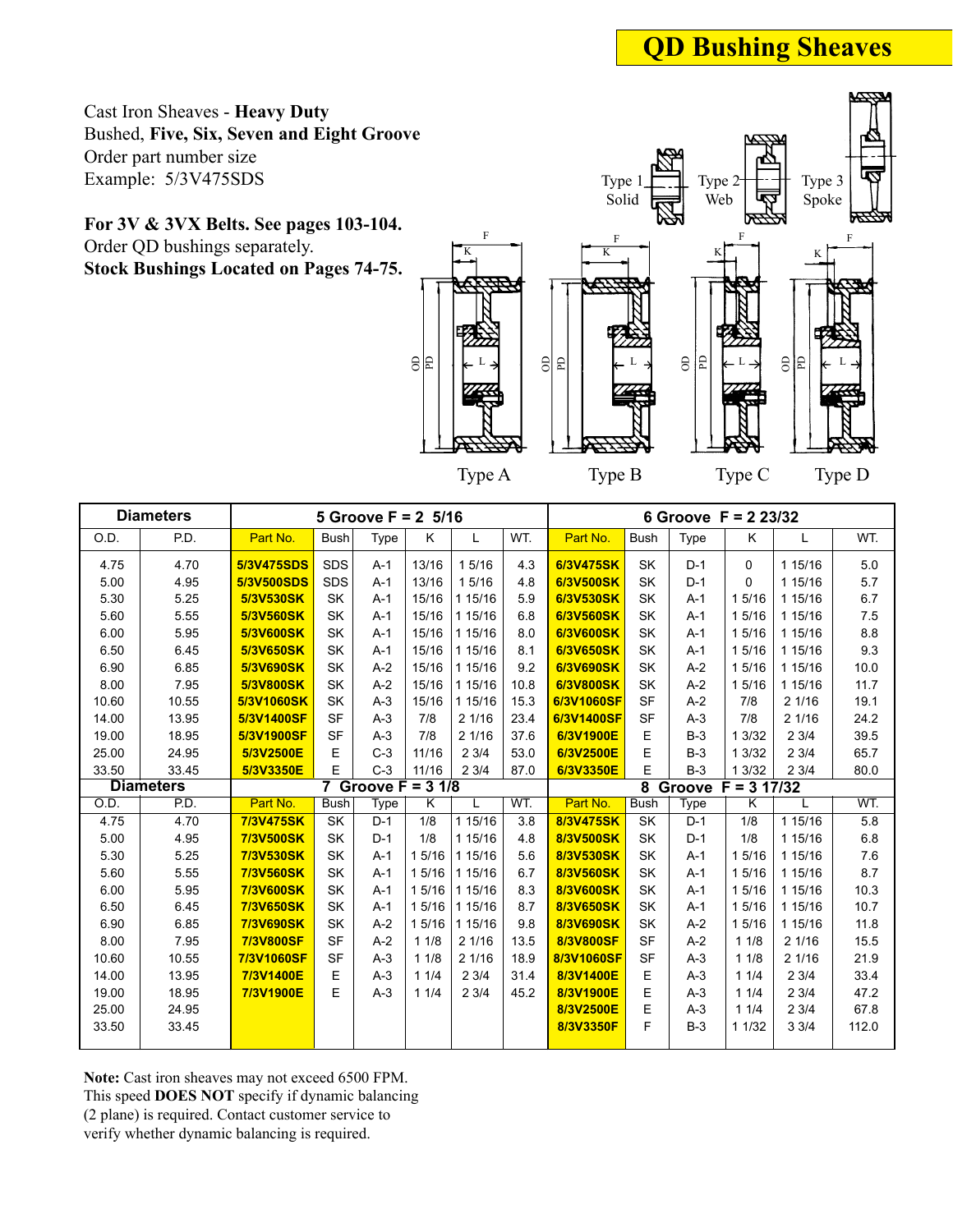# QD Bushing Sheaves

Cast Iron Sheaves - **Heavy Duty**
Bushed, **Five, Six, Seven and Eight Groove**
Order part number size
Example: 5/3V475SDS

**For 3V & 3VX Belts. See pages 103-104.**
Order QD bushings separately.
**Stock Bushings Located on Pages 74-75.**

Type 1 Solid
Type 2 Web
Type 3 Spoke

Type A
Type B
Type C
Type D

| Diameters | | 5 Groove F = 2 5/16 | | | | | | 6 Groove F = 2 23/32 | | | | | |
|---|---|---|---|---|---|---|---|---|---|---|---|---|---|
| O.D. | P.D. | Part No. | Bush | Type | K | L | WT. | Part No. | Bush | Type | K | L | WT. |
| 4.75 | 4.70 | 5/3V475SDS | SDS | A-1 | 13/16 | 1 5/16 | 4.3 | 6/3V475SK | SK | D-1 | 0 | 1 15/16 | 5.0 |
| 5.00 | 4.95 | 5/3V500SDS | SDS | A-1 | 13/16 | 1 5/16 | 4.8 | 6/3V500SK | SK | D-1 | 0 | 1 15/16 | 5.7 |
| 5.30 | 5.25 | 5/3V530SK | SK | A-1 | 15/16 | 1 15/16 | 5.9 | 6/3V530SK | SK | A-1 | 1 5/16 | 1 15/16 | 6.7 |
| 5.60 | 5.55 | 5/3V560SK | SK | A-1 | 15/16 | 1 15/16 | 6.8 | 6/3V560SK | SK | A-1 | 1 5/16 | 1 15/16 | 7.5 |
| 6.00 | 5.95 | 5/3V600SK | SK | A-1 | 15/16 | 1 15/16 | 8.0 | 6/3V600SK | SK | A-1 | 1 5/16 | 1 15/16 | 8.8 |
| 6.50 | 6.45 | 5/3V650SK | SK | A-1 | 15/16 | 1 15/16 | 8.1 | 6/3V650SK | SK | A-1 | 1 5/16 | 1 15/16 | 9.3 |
| 6.90 | 6.85 | 5/3V690SK | SK | A-2 | 15/16 | 1 15/16 | 9.2 | 6/3V690SK | SK | A-2 | 1 5/16 | 1 15/16 | 10.0 |
| 8.00 | 7.95 | 5/3V800SK | SK | A-2 | 15/16 | 1 15/16 | 10.8 | 6/3V800SK | SK | A-2 | 1 5/16 | 1 15/16 | 11.7 |
| 10.60 | 10.55 | 5/3V1060SK | SK | A-3 | 15/16 | 1 15/16 | 15.3 | 6/3V1060SF | SF | A-2 | 7/8 | 2 1/16 | 19.1 |
| 14.00 | 13.95 | 5/3V1400SF | SF | A-3 | 7/8 | 2 1/16 | 23.4 | 6/3V1400SF | SF | A-3 | 7/8 | 2 1/16 | 24.2 |
| 19.00 | 18.95 | 5/3V1900SF | SF | A-3 | 7/8 | 2 1/16 | 37.6 | 6/3V1900E | E | B-3 | 1 3/32 | 2 3/4 | 39.5 |
| 25.00 | 24.95 | 5/3V2500E | E | C-3 | 11/16 | 2 3/4 | 53.0 | 6/3V2500E | E | B-3 | 1 3/32 | 2 3/4 | 65.7 |
| 33.50 | 33.45 | 5/3V3350E | E | C-3 | 11/16 | 2 3/4 | 87.0 | 6/3V3350E | E | B-3 | 1 3/32 | 2 3/4 | 80.0 |
| **Diameters** | | **7 Groove F = 3 1/8** | | | | | | **8 Groove F = 3 17/32** | | | | | |
| O.D. | P.D. | Part No. | Bush | Type | K | L | WT. | Part No. | Bush | Type | K | L | WT. |
| 4.75 | 4.70 | 7/3V475SK | SK | D-1 | 1/8 | 1 15/16 | 3.8 | 8/3V475SK | SK | D-1 | 1/8 | 1 15/16 | 5.8 |
| 5.00 | 4.95 | 7/3V500SK | SK | D-1 | 1/8 | 1 15/16 | 4.8 | 8/3V500SK | SK | D-1 | 1/8 | 1 15/16 | 6.8 |
| 5.30 | 5.25 | 7/3V530SK | SK | A-1 | 1 5/16 | 1 15/16 | 5.6 | 8/3V530SK | SK | A-1 | 1 5/16 | 1 15/16 | 7.6 |
| 5.60 | 5.55 | 7/3V560SK | SK | A-1 | 1 5/16 | 1 15/16 | 6.7 | 8/3V560SK | SK | A-1 | 1 5/16 | 1 15/16 | 8.7 |
| 6.00 | 5.95 | 7/3V600SK | SK | A-1 | 1 5/16 | 1 15/16 | 8.3 | 8/3V600SK | SK | A-1 | 1 5/16 | 1 15/16 | 10.3 |
| 6.50 | 6.45 | 7/3V650SK | SK | A-1 | 1 5/16 | 1 15/16 | 8.7 | 8/3V650SK | SK | A-1 | 1 5/16 | 1 15/16 | 10.7 |
| 6.90 | 6.85 | 7/3V690SK | SK | A-2 | 1 5/16 | 1 15/16 | 9.8 | 8/3V690SK | SK | A-2 | 1 5/16 | 1 15/16 | 11.8 |
| 8.00 | 7.95 | 7/3V800SF | SF | A-2 | 1 1/8 | 2 1/16 | 13.5 | 8/3V800SF | SF | A-2 | 1 1/8 | 2 1/16 | 15.5 |
| 10.60 | 10.55 | 7/3V1060SF | SF | A-3 | 1 1/8 | 2 1/16 | 18.9 | 8/3V1060SF | SF | A-3 | 1 1/8 | 2 1/16 | 21.9 |
| 14.00 | 13.95 | 7/3V1400E | E | A-3 | 1 1/4 | 2 3/4 | 31.4 | 8/3V1400E | E | A-3 | 1 1/4 | 2 3/4 | 33.4 |
| 19.00 | 18.95 | 7/3V1900E | E | A-3 | 1 1/4 | 2 3/4 | 45.2 | 8/3V1900E | E | A-3 | 1 1/4 | 2 3/4 | 47.2 |
| 25.00 | 24.95 | | | | | | | 8/3V2500E | E | A-3 | 1 1/4 | 2 3/4 | 67.8 |
| 33.50 | 33.45 | | | | | | | 8/3V3350F | F | B-3 | 1 1/32 | 3 3/4 | 112.0 |

**Note:** Cast iron sheaves may not exceed 6500 FPM. This speed **DOES NOT** specify if dynamic balancing (2 plane) is required. Contact customer service to verify whether dynamic balancing is required.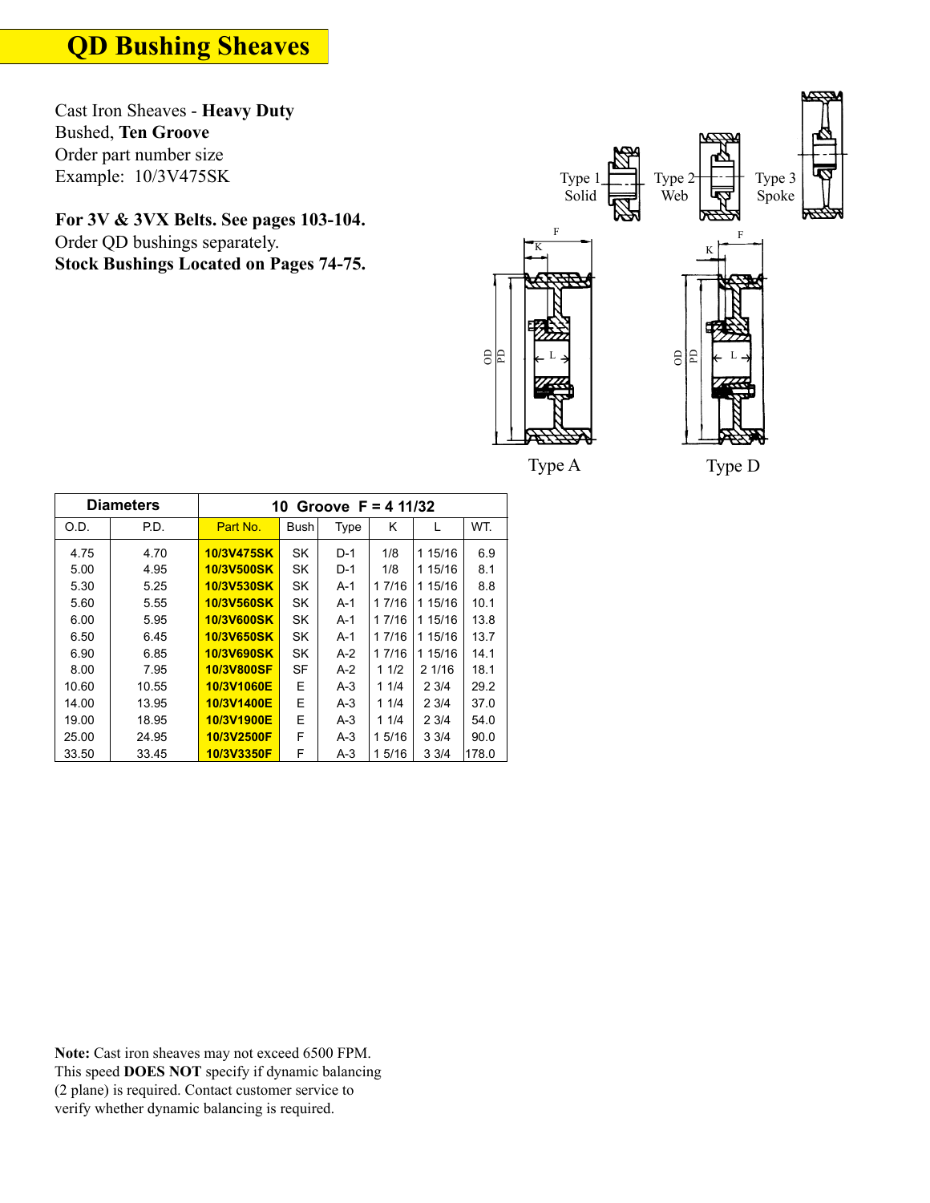# QD Bushing Sheaves

Cast Iron Sheaves - **Heavy Duty**
Bushed, **Ten Groove**
Order part number size
Example: 10/3V475SK

**For 3V & 3VX Belts. See pages 103-104.**
Order QD bushings separately.
**Stock Bushings Located on Pages 74-75.**

Type 1 Solid
Type 2 Web
Type 3 Spoke

F
K
OD
PD
L
Type A

F
K
OD
PD
L
Type D

| Diameters | | 10 Groove F = 4 11/32 | | | | | |
|---|---|---|---|---|---|---|---|
| O.D. | P.D. | Part No. | Bush | Type | K | L | WT. |
| 4.75 | 4.70 | **10/3V475SK** | SK | D-1 | 1/8 | 1 15/16 | 6.9 |
| 5.00 | 4.95 | **10/3V500SK** | SK | D-1 | 1/8 | 1 15/16 | 8.1 |
| 5.30 | 5.25 | **10/3V530SK** | SK | A-1 | 1 7/16 | 1 15/16 | 8.8 |
| 5.60 | 5.55 | **10/3V560SK** | SK | A-1 | 1 7/16 | 1 15/16 | 10.1 |
| 6.00 | 5.95 | **10/3V600SK** | SK | A-1 | 1 7/16 | 1 15/16 | 13.8 |
| 6.50 | 6.45 | **10/3V650SK** | SK | A-1 | 1 7/16 | 1 15/16 | 13.7 |
| 6.90 | 6.85 | **10/3V690SK** | SK | A-2 | 1 7/16 | 1 15/16 | 14.1 |
| 8.00 | 7.95 | **10/3V800SF** | SF | A-2 | 1 1/2 | 2 1/16 | 18.1 |
| 10.60 | 10.55 | **10/3V1060E** | E | A-3 | 1 1/4 | 2 3/4 | 29.2 |
| 14.00 | 13.95 | **10/3V1400E** | E | A-3 | 1 1/4 | 2 3/4 | 37.0 |
| 19.00 | 18.95 | **10/3V1900E** | E | A-3 | 1 1/4 | 2 3/4 | 54.0 |
| 25.00 | 24.95 | **10/3V2500F** | F | A-3 | 1 5/16 | 3 3/4 | 90.0 |
| 33.50 | 33.45 | **10/3V3350F** | F | A-3 | 1 5/16 | 3 3/4 | 178.0 |

**Note:** Cast iron sheaves may not exceed 6500 FPM. This speed **DOES NOT** specify if dynamic balancing (2 plane) is required. Contact customer service to verify whether dynamic balancing is required.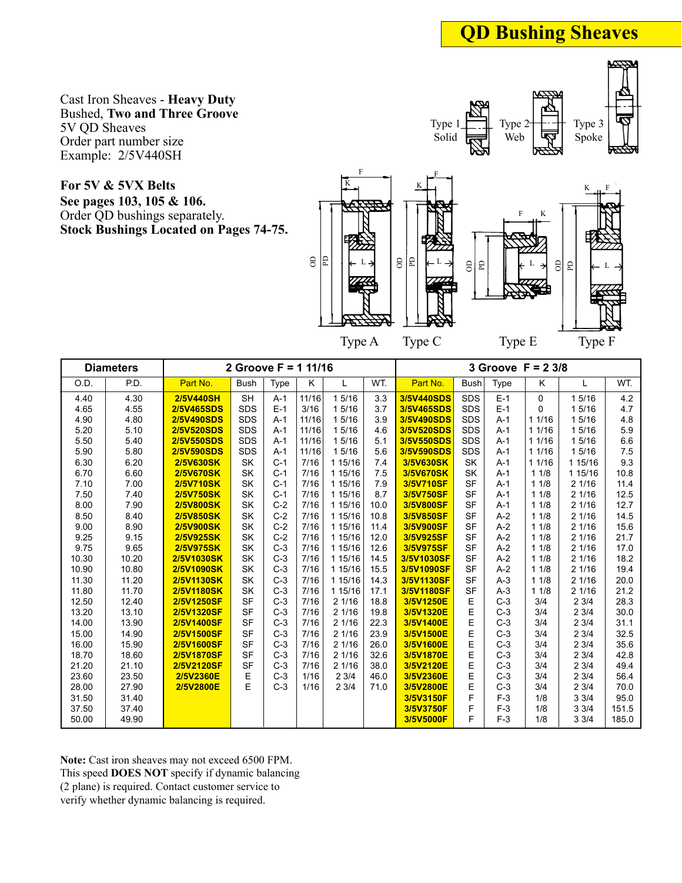# QD Bushing Sheaves

Cast Iron Sheaves - **Heavy Duty**
Bushed, **Two and Three Groove**
5V QD Sheaves
Order part number size
Example: 2/5V440SH

**For 5V & 5VX Belts**
**See pages 103, 105 & 106.**
Order QD bushings separately.
**Stock Bushings Located on Pages 74-75.**

Type 1 Solid
Type 2 Web
Type 3 Spoke

Type A
Type C
Type E
Type F

| Diameters | | 2 Groove F = 1 11/16 | | | | | | 3 Groove F = 2 3/8 | | | | | |
|---|---|---|---|---|---|---|---|---|---|---|---|---|---|
| O.D. | P.D. | Part No. | Bush | Type | K | L | WT. | Part No. | Bush | Type | K | L | WT. |
| 4.40 | 4.30 | 2/5V440SH | SH | A-1 | 11/16 | 1 5/16 | 3.3 | 3/5V440SDS | SDS | E-1 | 0 | 1 5/16 | 4.2 |
| 4.65 | 4.55 | 2/5V465SDS | SDS | E-1 | 3/16 | 1 5/16 | 3.7 | 3/5V465SDS | SDS | E-1 | 0 | 1 5/16 | 4.7 |
| 4.90 | 4.80 | 2/5V490SDS | SDS | A-1 | 11/16 | 1 5/16 | 3.9 | 3/5V490SDS | SDS | A-1 | 1 1/16 | 1 5/16 | 4.8 |
| 5.20 | 5.10 | 2/5V520SDS | SDS | A-1 | 11/16 | 1 5/16 | 4.6 | 3/5V520SDS | SDS | A-1 | 1 1/16 | 1 5/16 | 5.9 |
| 5.50 | 5.40 | 2/5V550SDS | SDS | A-1 | 11/16 | 1 5/16 | 5.1 | 3/5V550SDS | SDS | A-1 | 1 1/16 | 1 5/16 | 6.6 |
| 5.90 | 5.80 | 2/5V590SDS | SDS | A-1 | 11/16 | 1 5/16 | 5.6 | 3/5V590SDS | SDS | A-1 | 1 1/16 | 1 5/16 | 7.5 |
| 6.30 | 6.20 | 2/5V630SK | SK | C-1 | 7/16 | 1 15/16 | 7.4 | 3/5V630SK | SK | A-1 | 1 1/16 | 1 15/16 | 9.3 |
| 6.70 | 6.60 | 2/5V670SK | SK | C-1 | 7/16 | 1 15/16 | 7.5 | 3/5V670SK | SK | A-1 | 1 1/8 | 1 15/16 | 10.8 |
| 7.10 | 7.00 | 2/5V710SK | SK | C-1 | 7/16 | 1 15/16 | 7.9 | 3/5V710SF | SF | A-1 | 1 1/8 | 2 1/16 | 11.4 |
| 7.50 | 7.40 | 2/5V750SK | SK | C-1 | 7/16 | 1 15/16 | 8.7 | 3/5V750SF | SF | A-1 | 1 1/8 | 2 1/16 | 12.5 |
| 8.00 | 7.90 | 2/5V800SK | SK | C-2 | 7/16 | 1 15/16 | 10.0 | 3/5V800SF | SF | A-1 | 1 1/8 | 2 1/16 | 12.7 |
| 8.50 | 8.40 | 2/5V850SK | SK | C-2 | 7/16 | 1 15/16 | 10.8 | 3/5V850SF | SF | A-2 | 1 1/8 | 2 1/16 | 14.5 |
| 9.00 | 8.90 | 2/5V900SK | SK | C-2 | 7/16 | 1 15/16 | 11.4 | 3/5V900SF | SF | A-2 | 1 1/8 | 2 1/16 | 15.6 |
| 9.25 | 9.15 | 2/5V925SK | SK | C-2 | 7/16 | 1 15/16 | 12.0 | 3/5V925SF | SF | A-2 | 1 1/8 | 2 1/16 | 21.7 |
| 9.75 | 9.65 | 2/5V975SK | SK | C-3 | 7/16 | 1 15/16 | 12.6 | 3/5V975SF | SF | A-2 | 1 1/8 | 2 1/16 | 17.0 |
| 10.30 | 10.20 | 2/5V1030SK | SK | C-3 | 7/16 | 1 15/16 | 14.5 | 3/5V1030SF | SF | A-2 | 1 1/8 | 2 1/16 | 18.2 |
| 10.90 | 10.80 | 2/5V1090SK | SK | C-3 | 7/16 | 1 15/16 | 15.5 | 3/5V1090SF | SF | A-2 | 1 1/8 | 2 1/16 | 19.4 |
| 11.30 | 11.20 | 2/5V1130SK | SK | C-3 | 7/16 | 1 15/16 | 14.3 | 3/5V1130SF | SF | A-3 | 1 1/8 | 2 1/16 | 20.0 |
| 11.80 | 11.70 | 2/5V1180SK | SK | C-3 | 7/16 | 1 15/16 | 17.1 | 3/5V1180SF | SF | A-3 | 1 1/8 | 2 1/16 | 21.2 |
| 12.50 | 12.40 | 2/5V1250SF | SF | C-3 | 7/16 | 2 1/16 | 18.8 | 3/5V1250E | E | C-3 | 3/4 | 2 3/4 | 28.3 |
| 13.20 | 13.10 | 2/5V1320SF | SF | C-3 | 7/16 | 2 1/16 | 19.8 | 3/5V1320E | E | C-3 | 3/4 | 2 3/4 | 30.0 |
| 14.00 | 13.90 | 2/5V1400SF | SF | C-3 | 7/16 | 2 1/16 | 22.3 | 3/5V1400E | E | C-3 | 3/4 | 2 3/4 | 31.1 |
| 15.00 | 14.90 | 2/5V1500SF | SF | C-3 | 7/16 | 2 1/16 | 23.9 | 3/5V1500E | E | C-3 | 3/4 | 2 3/4 | 32.5 |
| 16.00 | 15.90 | 2/5V1600SF | SF | C-3 | 7/16 | 2 1/16 | 26.0 | 3/5V1600E | E | C-3 | 3/4 | 2 3/4 | 35.6 |
| 18.70 | 18.60 | 2/5V1870SF | SF | C-3 | 7/16 | 2 1/16 | 32.6 | 3/5V1870E | E | C-3 | 3/4 | 2 3/4 | 42.8 |
| 21.20 | 21.10 | 2/5V2120SF | SF | C-3 | 7/16 | 2 1/16 | 38.0 | 3/5V2120E | E | C-3 | 3/4 | 2 3/4 | 49.4 |
| 23.60 | 23.50 | 2/5V2360E | E | C-3 | 1/16 | 2 3/4 | 46.0 | 3/5V2360E | E | C-3 | 3/4 | 2 3/4 | 56.4 |
| 28.00 | 27.90 | 2/5V2800E | E | C-3 | 1/16 | 2 3/4 | 71.0 | 3/5V2800E | E | C-3 | 3/4 | 2 3/4 | 70.0 |
| 31.50 | 31.40 | | | | | | | 3/5V3150F | F | F-3 | 1/8 | 3 3/4 | 95.0 |
| 37.50 | 37.40 | | | | | | | 3/5V3750F | F | F-3 | 1/8 | 3 3/4 | 151.5 |
| 50.00 | 49.90 | | | | | | | 3/5V5000F | F | F-3 | 1/8 | 3 3/4 | 185.0 |

**Note:** Cast iron sheaves may not exceed 6500 FPM. This speed **DOES NOT** specify if dynamic balancing (2 plane) is required. Contact customer service to verify whether dynamic balancing is required.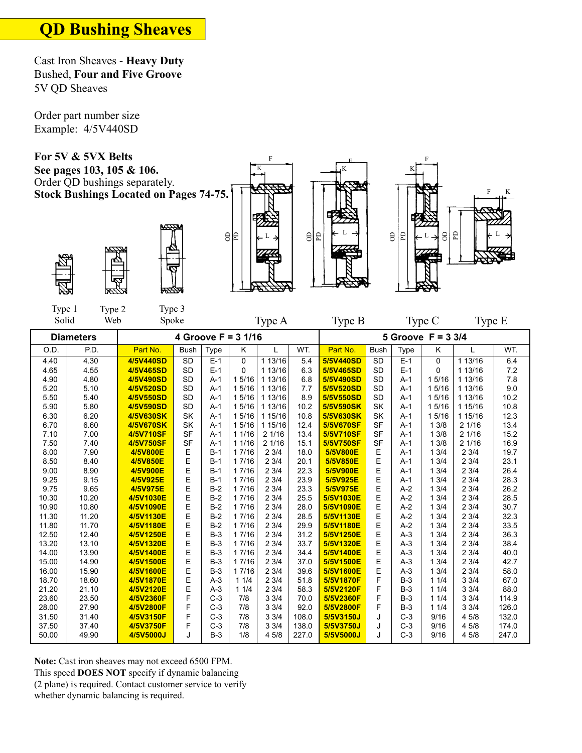# QD Bushing Sheaves

Cast Iron Sheaves - **Heavy Duty**
Bushed, **Four and Five Groove**
5V QD Sheaves

Order part number size
Example: 4/5V440SD

**For 5V & 5VX Belts**
**See pages 103, 105 & 106.**
Order QD bushings separately.
**Stock Bushings Located on Pages 74-75.**

Type 1 Solid
Type 2 Web
Type 3 Spoke
Type A
Type B
Type C
Type E

| Diameters | | 4 Groove F = 3 1/16 | | | | | | 5 Groove F = 3 3/4 | | | | | |
|---|---|---|---|---|---|---|---|---|---|---|---|---|---|
| O.D. | P.D. | Part No. | Bush | Type | K | L | WT. | Part No. | Bush | Type | K | L | WT. |
| 4.40 | 4.30 | 4/5V440SD | SD | E-1 | 0 | 1 13/16 | 5.4 | 5/5V440SD | SD | E-1 | 0 | 1 13/16 | 6.4 |
| 4.65 | 4.55 | 4/5V465SD | SD | E-1 | 0 | 1 13/16 | 6.3 | 5/5V465SD | SD | E-1 | 0 | 1 13/16 | 7.2 |
| 4.90 | 4.80 | 4/5V490SD | SD | A-1 | 1 5/16 | 1 13/16 | 6.8 | 5/5V490SD | SD | A-1 | 1 5/16 | 1 13/16 | 7.8 |
| 5.20 | 5.10 | 4/5V520SD | SD | A-1 | 1 5/16 | 1 13/16 | 7.7 | 5/5V520SD | SD | A-1 | 1 5/16 | 1 13/16 | 9.0 |
| 5.50 | 5.40 | 4/5V550SD | SD | A-1 | 1 5/16 | 1 13/16 | 8.9 | 5/5V550SD | SD | A-1 | 1 5/16 | 1 13/16 | 10.2 |
| 5.90 | 5.80 | 4/5V590SD | SD | A-1 | 1 5/16 | 1 13/16 | 10.2 | 5/5V590SK | SK | A-1 | 1 5/16 | 1 15/16 | 10.8 |
| 6.30 | 6.20 | 4/5V630SK | SK | A-1 | 1 5/16 | 1 15/16 | 10.8 | 5/5V630SK | SK | A-1 | 1 5/16 | 1 15/16 | 12.3 |
| 6.70 | 6.60 | 4/5V670SK | SK | A-1 | 1 5/16 | 1 15/16 | 12.4 | 5/5V670SF | SF | A-1 | 1 3/8 | 2 1/16 | 13.4 |
| 7.10 | 7.00 | 4/5V710SF | SF | A-1 | 1 1/16 | 2 1/16 | 13.4 | 5/5V710SF | SF | A-1 | 1 3/8 | 2 1/16 | 15.2 |
| 7.50 | 7.40 | 4/5V750SF | SF | A-1 | 1 1/16 | 2 1/16 | 15.1 | 5/5V750SF | SF | A-1 | 1 3/8 | 2 1/16 | 16.9 |
| 8.00 | 7.90 | 4/5V800E | E | B-1 | 1 7/16 | 2 3/4 | 18.0 | 5/5V800E | E | A-1 | 1 3/4 | 2 3/4 | 19.7 |
| 8.50 | 8.40 | 4/5V850E | E | B-1 | 1 7/16 | 2 3/4 | 20.1 | 5/5V850E | E | A-1 | 1 3/4 | 2 3/4 | 23.1 |
| 9.00 | 8.90 | 4/5V900E | E | B-1 | 1 7/16 | 2 3/4 | 22.3 | 5/5V900E | E | A-1 | 1 3/4 | 2 3/4 | 26.4 |
| 9.25 | 9.15 | 4/5V925E | E | B-1 | 1 7/16 | 2 3/4 | 23.9 | 5/5V925E | E | A-1 | 1 3/4 | 2 3/4 | 28.3 |
| 9.75 | 9.65 | 4/5V975E | E | B-2 | 1 7/16 | 2 3/4 | 23.3 | 5/5V975E | E | A-2 | 1 3/4 | 2 3/4 | 26.2 |
| 10.30 | 10.20 | 4/5V1030E | E | B-2 | 1 7/16 | 2 3/4 | 25.5 | 5/5V1030E | E | A-2 | 1 3/4 | 2 3/4 | 28.5 |
| 10.90 | 10.80 | 4/5V1090E | E | B-2 | 1 7/16 | 2 3/4 | 28.0 | 5/5V1090E | E | A-2 | 1 3/4 | 2 3/4 | 30.7 |
| 11.30 | 11.20 | 4/5V1130E | E | B-2 | 1 7/16 | 2 3/4 | 28.5 | 5/5V1130E | E | A-2 | 1 3/4 | 2 3/4 | 32.3 |
| 11.80 | 11.70 | 4/5V1180E | E | B-2 | 1 7/16 | 2 3/4 | 29.9 | 5/5V1180E | E | A-2 | 1 3/4 | 2 3/4 | 33.5 |
| 12.50 | 12.40 | 4/5V1250E | E | B-3 | 1 7/16 | 2 3/4 | 31.2 | 5/5V1250E | E | A-3 | 1 3/4 | 2 3/4 | 36.3 |
| 13.20 | 13.10 | 4/5V1320E | E | B-3 | 1 7/16 | 2 3/4 | 33.7 | 5/5V1320E | E | A-3 | 1 3/4 | 2 3/4 | 38.4 |
| 14.00 | 13.90 | 4/5V1400E | E | B-3 | 1 7/16 | 2 3/4 | 34.4 | 5/5V1400E | E | A-3 | 1 3/4 | 2 3/4 | 40.0 |
| 15.00 | 14.90 | 4/5V1500E | E | B-3 | 1 7/16 | 2 3/4 | 37.0 | 5/5V1500E | E | A-3 | 1 3/4 | 2 3/4 | 42.7 |
| 16.00 | 15.90 | 4/5V1600E | E | B-3 | 1 7/16 | 2 3/4 | 39.6 | 5/5V1600E | E | A-3 | 1 3/4 | 2 3/4 | 58.0 |
| 18.70 | 18.60 | 4/5V1870E | E | A-3 | 1 1/4 | 2 3/4 | 51.8 | 5/5V1870F | F | B-3 | 1 1/4 | 3 3/4 | 67.0 |
| 21.20 | 21.10 | 4/5V2120E | E | A-3 | 1 1/4 | 2 3/4 | 58.3 | 5/5V2120F | F | B-3 | 1 1/4 | 3 3/4 | 88.0 |
| 23.60 | 23.50 | 4/5V2360F | F | C-3 | 7/8 | 3 3/4 | 70.0 | 5/5V2360F | F | B-3 | 1 1/4 | 3 3/4 | 114.9 |
| 28.00 | 27.90 | 4/5V2800F | F | C-3 | 7/8 | 3 3/4 | 92.0 | 5/5V2800F | F | B-3 | 1 1/4 | 3 3/4 | 126.0 |
| 31.50 | 31.40 | 4/5V3150F | F | C-3 | 7/8 | 3 3/4 | 108.0 | 5/5V3150J | J | C-3 | 9/16 | 4 5/8 | 132.0 |
| 37.50 | 37.40 | 4/5V3750F | F | C-3 | 7/8 | 3 3/4 | 138.0 | 5/5V3750J | J | C-3 | 9/16 | 4 5/8 | 174.0 |
| 50.00 | 49.90 | 4/5V5000J | J | B-3 | 1/8 | 4 5/8 | 227.0 | 5/5V5000J | J | C-3 | 9/16 | 4 5/8 | 247.0 |

**Note:** Cast iron sheaves may not exceed 6500 FPM. This speed **DOES NOT** specify if dynamic balancing (2 plane) is required. Contact customer service to verify whether dynamic balancing is required.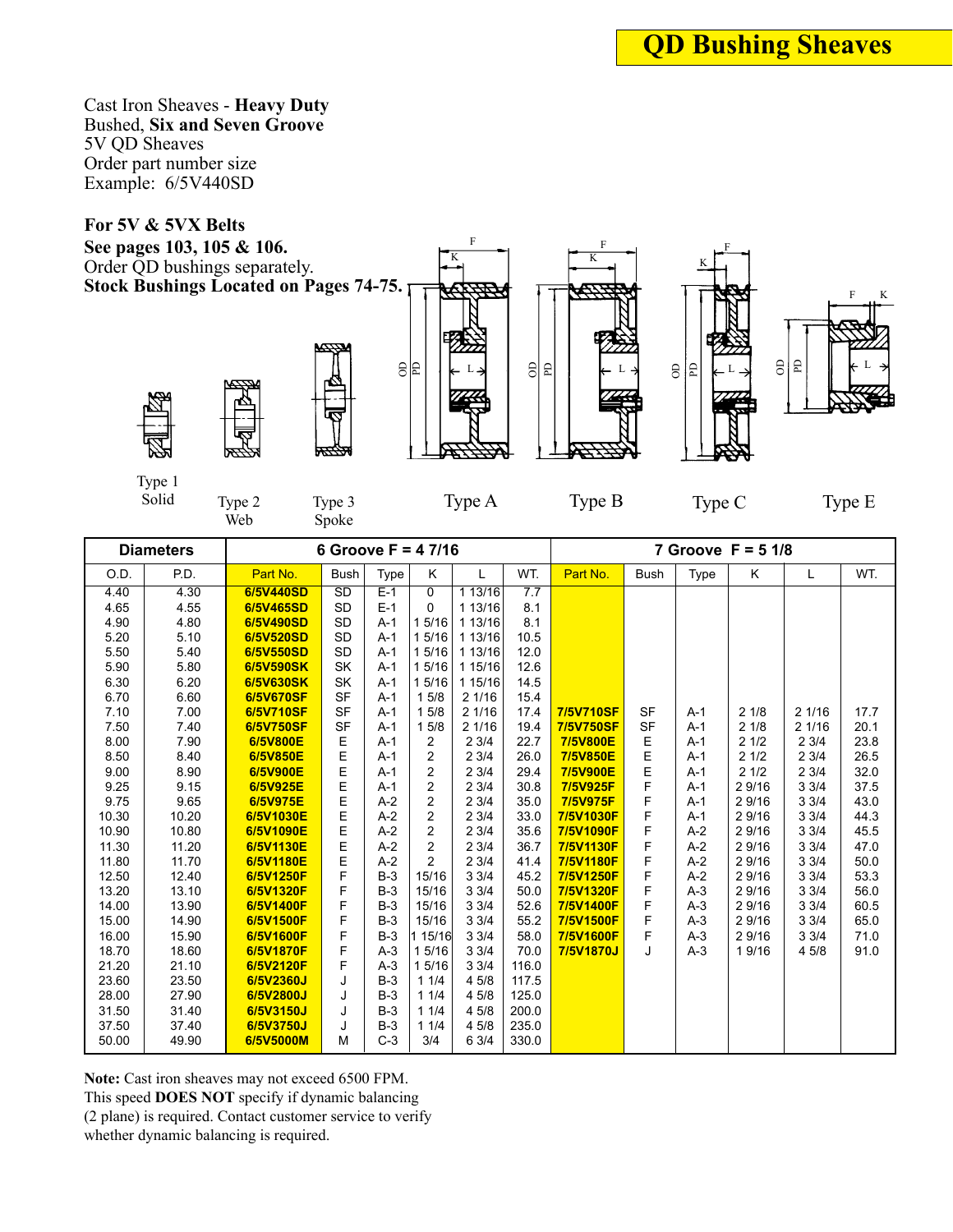# QD Bushing Sheaves

Cast Iron Sheaves - **Heavy Duty**
Bushed, **Six and Seven Groove**
5V QD Sheaves
Order part number size
Example: 6/5V440SD

**For 5V & 5VX Belts**
**See pages 103, 105 & 106.**
Order QD bushings separately.
**Stock Bushings Located on Pages 74-75.**

Type 1 Solid · Type 2 Web · Type 3 Spoke · Type A · Type B · Type C · Type E

| Diameters | | 6 Groove F = 4 7/16 | | | | | | 7 Groove F = 5 1/8 | | | | | |
|---|---|---|---|---|---|---|---|---|---|---|---|---|---|
| O.D. | P.D. | Part No. | Bush | Type | K | L | WT. | Part No. | Bush | Type | K | L | WT. |
| 4.40 | 4.30 | 6/5V440SD | SD | E-1 | 0 | 1 13/16 | 7.7 | | | | | | |
| 4.65 | 4.55 | 6/5V465SD | SD | E-1 | 0 | 1 13/16 | 8.1 | | | | | | |
| 4.90 | 4.80 | 6/5V490SD | SD | A-1 | 1 5/16 | 1 13/16 | 8.1 | | | | | | |
| 5.20 | 5.10 | 6/5V520SD | SD | A-1 | 1 5/16 | 1 13/16 | 10.5 | | | | | | |
| 5.50 | 5.40 | 6/5V550SD | SD | A-1 | 1 5/16 | 1 13/16 | 12.0 | | | | | | |
| 5.90 | 5.80 | 6/5V590SK | SK | A-1 | 1 5/16 | 1 15/16 | 12.6 | | | | | | |
| 6.30 | 6.20 | 6/5V630SK | SK | A-1 | 1 5/16 | 1 15/16 | 14.5 | | | | | | |
| 6.70 | 6.60 | 6/5V670SF | SF | A-1 | 1 5/8 | 2 1/16 | 15.4 | | | | | | |
| 7.10 | 7.00 | 6/5V710SF | SF | A-1 | 1 5/8 | 2 1/16 | 17.4 | 7/5V710SF | SF | A-1 | 2 1/8 | 2 1/16 | 17.7 |
| 7.50 | 7.40 | 6/5V750SF | SF | A-1 | 1 5/8 | 2 1/16 | 19.4 | 7/5V750SF | SF | A-1 | 2 1/8 | 2 1/16 | 20.1 |
| 8.00 | 7.90 | 6/5V800E | E | A-1 | 2 | 2 3/4 | 22.7 | 7/5V800E | E | A-1 | 2 1/2 | 2 3/4 | 23.8 |
| 8.50 | 8.40 | 6/5V850E | E | A-1 | 2 | 2 3/4 | 26.0 | 7/5V850E | E | A-1 | 2 1/2 | 2 3/4 | 26.5 |
| 9.00 | 8.90 | 6/5V900E | E | A-1 | 2 | 2 3/4 | 29.4 | 7/5V900E | E | A-1 | 2 1/2 | 2 3/4 | 32.0 |
| 9.25 | 9.15 | 6/5V925E | E | A-1 | 2 | 2 3/4 | 30.8 | 7/5V925F | F | A-1 | 2 9/16 | 3 3/4 | 37.5 |
| 9.75 | 9.65 | 6/5V975E | E | A-2 | 2 | 2 3/4 | 35.0 | 7/5V975F | F | A-1 | 2 9/16 | 3 3/4 | 43.0 |
| 10.30 | 10.20 | 6/5V1030E | E | A-2 | 2 | 2 3/4 | 33.0 | 7/5V1030F | F | A-1 | 2 9/16 | 3 3/4 | 44.3 |
| 10.90 | 10.80 | 6/5V1090E | E | A-2 | 2 | 2 3/4 | 35.6 | 7/5V1090F | F | A-2 | 2 9/16 | 3 3/4 | 45.5 |
| 11.30 | 11.20 | 6/5V1130E | E | A-2 | 2 | 2 3/4 | 36.7 | 7/5V1130F | F | A-2 | 2 9/16 | 3 3/4 | 47.0 |
| 11.80 | 11.70 | 6/5V1180E | E | A-2 | 2 | 2 3/4 | 41.4 | 7/5V1180F | F | A-2 | 2 9/16 | 3 3/4 | 50.0 |
| 12.50 | 12.40 | 6/5V1250F | F | B-3 | 15/16 | 3 3/4 | 45.2 | 7/5V1250F | F | A-2 | 2 9/16 | 3 3/4 | 53.3 |
| 13.20 | 13.10 | 6/5V1320F | F | B-3 | 15/16 | 3 3/4 | 50.0 | 7/5V1320F | F | A-3 | 2 9/16 | 3 3/4 | 56.0 |
| 14.00 | 13.90 | 6/5V1400F | F | B-3 | 15/16 | 3 3/4 | 52.6 | 7/5V1400F | F | A-3 | 2 9/16 | 3 3/4 | 60.5 |
| 15.00 | 14.90 | 6/5V1500F | F | B-3 | 15/16 | 3 3/4 | 55.2 | 7/5V1500F | F | A-3 | 2 9/16 | 3 3/4 | 65.0 |
| 16.00 | 15.90 | 6/5V1600F | F | B-3 | 1 15/16 | 3 3/4 | 58.0 | 7/5V1600F | F | A-3 | 2 9/16 | 3 3/4 | 71.0 |
| 18.70 | 18.60 | 6/5V1870F | F | A-3 | 1 5/16 | 3 3/4 | 70.0 | 7/5V1870J | J | A-3 | 1 9/16 | 4 5/8 | 91.0 |
| 21.20 | 21.10 | 6/5V2120F | F | A-3 | 1 5/16 | 3 3/4 | 116.0 | | | | | | |
| 23.60 | 23.50 | 6/5V2360J | J | B-3 | 1 1/4 | 4 5/8 | 117.5 | | | | | | |
| 28.00 | 27.90 | 6/5V2800J | J | B-3 | 1 1/4 | 4 5/8 | 125.0 | | | | | | |
| 31.50 | 31.40 | 6/5V3150J | J | B-3 | 1 1/4 | 4 5/8 | 200.0 | | | | | | |
| 37.50 | 37.40 | 6/5V3750J | J | B-3 | 1 1/4 | 4 5/8 | 235.0 | | | | | | |
| 50.00 | 49.90 | 6/5V5000M | M | C-3 | 3/4 | 6 3/4 | 330.0 | | | | | | |

**Note:** Cast iron sheaves may not exceed 6500 FPM. This speed **DOES NOT** specify if dynamic balancing (2 plane) is required. Contact customer service to verify whether dynamic balancing is required.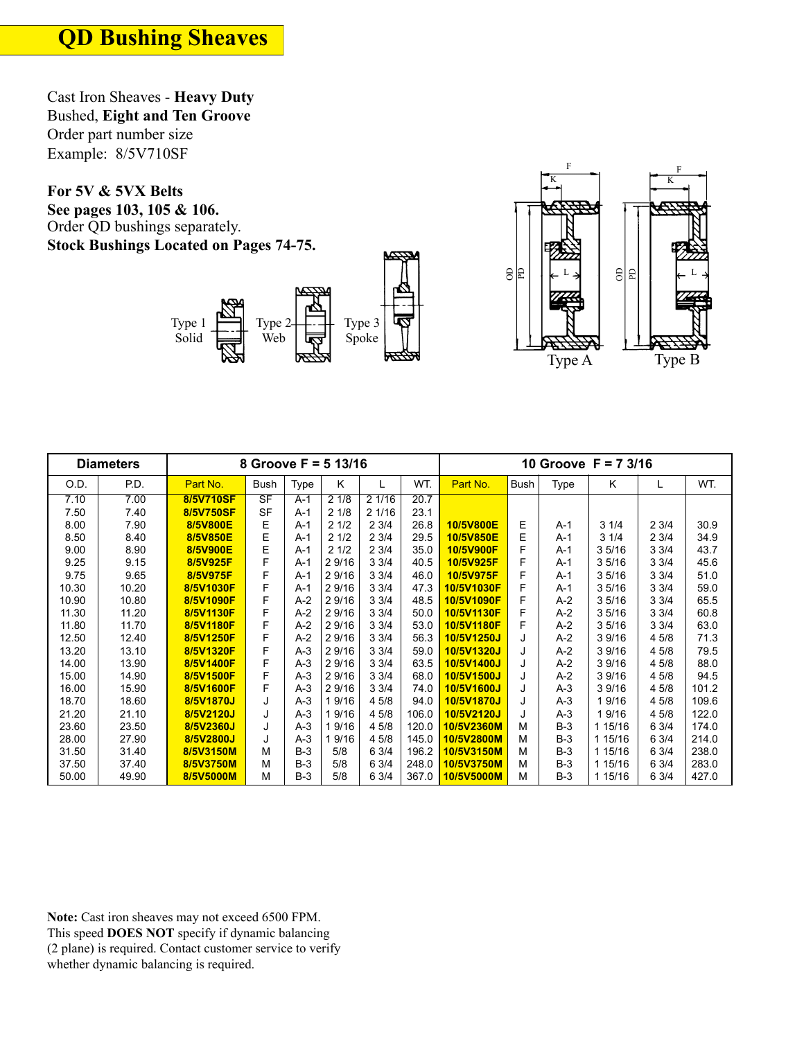# QD Bushing Sheaves

Cast Iron Sheaves - **Heavy Duty**
Bushed, **Eight and Ten Groove**
Order part number size
Example: 8/5V710SF

**For 5V & 5VX Belts**
**See pages 103, 105 & 106.**
Order QD bushings separately.
**Stock Bushings Located on Pages 74-75.**

Type 1 Solid — Type 2 Web — Type 3 Spoke

Type A — Type B

| Diameters | | 8 Groove F = 5 13/16 | | | | | | 10 Groove F = 7 3/16 | | | | | |
|---|---|---|---|---|---|---|---|---|---|---|---|---|---|
| O.D. | P.D. | Part No. | Bush | Type | K | L | WT. | Part No. | Bush | Type | K | L | WT. |
| 7.10 | 7.00 | 8/5V710SF | SF | A-1 | 2 1/8 | 2 1/16 | 20.7 | | | | | | |
| 7.50 | 7.40 | 8/5V750SF | SF | A-1 | 2 1/8 | 2 1/16 | 23.1 | | | | | | |
| 8.00 | 7.90 | 8/5V800E | E | A-1 | 2 1/2 | 2 3/4 | 26.8 | 10/5V800E | E | A-1 | 3 1/4 | 2 3/4 | 30.9 |
| 8.50 | 8.40 | 8/5V850E | E | A-1 | 2 1/2 | 2 3/4 | 29.5 | 10/5V850E | E | A-1 | 3 1/4 | 2 3/4 | 34.9 |
| 9.00 | 8.90 | 8/5V900E | E | A-1 | 2 1/2 | 2 3/4 | 35.0 | 10/5V900F | F | A-1 | 3 5/16 | 3 3/4 | 43.7 |
| 9.25 | 9.15 | 8/5V925F | F | A-1 | 2 9/16 | 3 3/4 | 40.5 | 10/5V925F | F | A-1 | 3 5/16 | 3 3/4 | 45.6 |
| 9.75 | 9.65 | 8/5V975F | F | A-1 | 2 9/16 | 3 3/4 | 46.0 | 10/5V975F | F | A-1 | 3 5/16 | 3 3/4 | 51.0 |
| 10.30 | 10.20 | 8/5V1030F | F | A-1 | 2 9/16 | 3 3/4 | 47.3 | 10/5V1030F | F | A-1 | 3 5/16 | 3 3/4 | 59.0 |
| 10.90 | 10.80 | 8/5V1090F | F | A-2 | 2 9/16 | 3 3/4 | 48.5 | 10/5V1090F | F | A-2 | 3 5/16 | 3 3/4 | 65.5 |
| 11.30 | 11.20 | 8/5V1130F | F | A-2 | 2 9/16 | 3 3/4 | 50.0 | 10/5V1130F | F | A-2 | 3 5/16 | 3 3/4 | 60.8 |
| 11.80 | 11.70 | 8/5V1180F | F | A-2 | 2 9/16 | 3 3/4 | 53.0 | 10/5V1180F | F | A-2 | 3 5/16 | 3 3/4 | 63.0 |
| 12.50 | 12.40 | 8/5V1250F | F | A-2 | 2 9/16 | 3 3/4 | 56.3 | 10/5V1250J | J | A-2 | 3 9/16 | 4 5/8 | 71.3 |
| 13.20 | 13.10 | 8/5V1320F | F | A-3 | 2 9/16 | 3 3/4 | 59.0 | 10/5V1320J | J | A-2 | 3 9/16 | 4 5/8 | 79.5 |
| 14.00 | 13.90 | 8/5V1400F | F | A-3 | 2 9/16 | 3 3/4 | 63.5 | 10/5V1400J | J | A-2 | 3 9/16 | 4 5/8 | 88.0 |
| 15.00 | 14.90 | 8/5V1500F | F | A-3 | 2 9/16 | 3 3/4 | 68.0 | 10/5V1500J | J | A-2 | 3 9/16 | 4 5/8 | 94.5 |
| 16.00 | 15.90 | 8/5V1600F | F | A-3 | 2 9/16 | 3 3/4 | 74.0 | 10/5V1600J | J | A-3 | 3 9/16 | 4 5/8 | 101.2 |
| 18.70 | 18.60 | 8/5V1870J | J | A-3 | 1 9/16 | 4 5/8 | 94.0 | 10/5V1870J | J | A-3 | 1 9/16 | 4 5/8 | 109.6 |
| 21.20 | 21.10 | 8/5V2120J | J | A-3 | 1 9/16 | 4 5/8 | 106.0 | 10/5V2120J | J | A-3 | 1 9/16 | 4 5/8 | 122.0 |
| 23.60 | 23.50 | 8/5V2360J | J | A-3 | 1 9/16 | 4 5/8 | 120.0 | 10/5V2360M | M | B-3 | 1 15/16 | 6 3/4 | 174.0 |
| 28.00 | 27.90 | 8/5V2800J | J | A-3 | 1 9/16 | 4 5/8 | 145.0 | 10/5V2800M | M | B-3 | 1 15/16 | 6 3/4 | 214.0 |
| 31.50 | 31.40 | 8/5V3150M | M | B-3 | 5/8 | 6 3/4 | 196.2 | 10/5V3150M | M | B-3 | 1 15/16 | 6 3/4 | 238.0 |
| 37.50 | 37.40 | 8/5V3750M | M | B-3 | 5/8 | 6 3/4 | 248.0 | 10/5V3750M | M | B-3 | 1 15/16 | 6 3/4 | 283.0 |
| 50.00 | 49.90 | 8/5V5000M | M | B-3 | 5/8 | 6 3/4 | 367.0 | 10/5V5000M | M | B-3 | 1 15/16 | 6 3/4 | 427.0 |

**Note:** Cast iron sheaves may not exceed 6500 FPM. This speed **DOES NOT** specify if dynamic balancing (2 plane) is required. Contact customer service to verify whether dynamic balancing is required.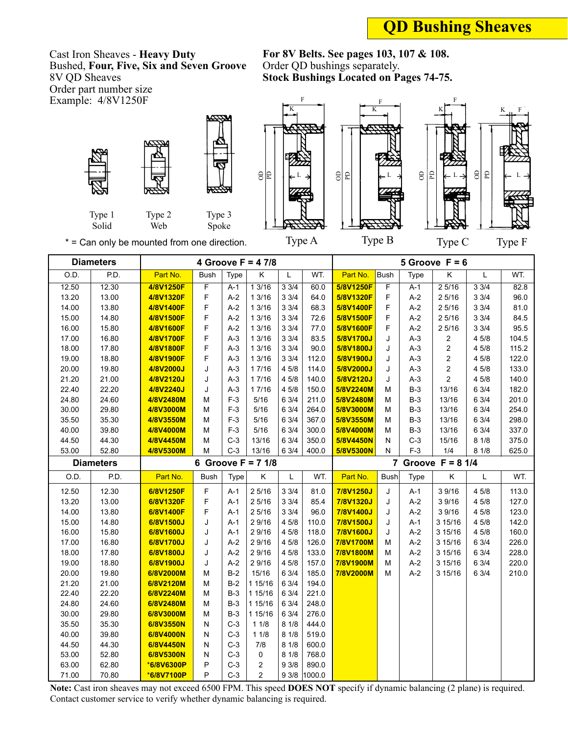# QD Bushing Sheaves

Cast Iron Sheaves - **Heavy Duty**
Bushed, **Four, Five, Six and Seven Groove**
8V QD Sheaves
Order part number size
Example: 4/8V1250F

**For 8V Belts. See pages 103, 107 & 108.**
Order QD bushings separately.
**Stock Bushings Located on Pages 74-75.**

Type 1 Solid | Type 2 Web | Type 3 Spoke | Type A | Type B | Type C | Type F

\* = Can only be mounted from one direction.

| Diameters | | 4 Groove F = 4 7/8 | | | | | | 5 Groove F = 6 | | | | | |
|---|---|---|---|---|---|---|---|---|---|---|---|---|---|
| O.D. | P.D. | Part No. | Bush | Type | K | L | WT. | Part No. | Bush | Type | K | L | WT. |
| 12.50 | 12.30 | 4/8V1250F | F | A-1 | 1 3/16 | 3 3/4 | 60.0 | 5/8V1250F | F | A-1 | 2 5/16 | 3 3/4 | 82.8 |
| 13.20 | 13.00 | 4/8V1320F | F | A-2 | 1 3/16 | 3 3/4 | 64.0 | 5/8V1320F | F | A-2 | 2 5/16 | 3 3/4 | 96.0 |
| 14.00 | 13.80 | 4/8V1400F | F | A-2 | 1 3/16 | 3 3/4 | 68.3 | 5/8V1400F | F | A-2 | 2 5/16 | 3 3/4 | 81.0 |
| 15.00 | 14.80 | 4/8V1500F | F | A-2 | 1 3/16 | 3 3/4 | 72.6 | 5/8V1500F | F | A-2 | 2 5/16 | 3 3/4 | 84.5 |
| 16.00 | 15.80 | 4/8V1600F | F | A-2 | 1 3/16 | 3 3/4 | 77.0 | 5/8V1600F | F | A-2 | 2 5/16 | 3 3/4 | 95.5 |
| 17.00 | 16.80 | 4/8V1700F | F | A-3 | 1 3/16 | 3 3/4 | 83.5 | 5/8V1700J | J | A-3 | 2 | 4 5/8 | 104.5 |
| 18.00 | 17.80 | 4/8V1800F | F | A-3 | 1 3/16 | 3 3/4 | 90.0 | 5/8V1800J | J | A-3 | 2 | 4 5/8 | 115.2 |
| 19.00 | 18.80 | 4/8V1900F | F | A-3 | 1 3/16 | 3 3/4 | 112.0 | 5/8V1900J | J | A-3 | 2 | 4 5/8 | 122.0 |
| 20.00 | 19.80 | 4/8V2000J | J | A-3 | 1 7/16 | 4 5/8 | 114.0 | 5/8V2000J | J | A-3 | 2 | 4 5/8 | 133.0 |
| 21.20 | 21.00 | 4/8V2120J | J | A-3 | 1 7/16 | 4 5/8 | 140.0 | 5/8V2120J | J | A-3 | 2 | 4 5/8 | 140.0 |
| 22.40 | 22.20 | 4/8V2240J | J | A-3 | 1 7/16 | 4 5/8 | 150.0 | 5/8V2240M | M | B-3 | 13/16 | 6 3/4 | 182.0 |
| 24.80 | 24.60 | 4/8V2480M | M | F-3 | 5/16 | 6 3/4 | 211.0 | 5/8V2480M | M | B-3 | 13/16 | 6 3/4 | 201.0 |
| 30.00 | 29.80 | 4/8V3000M | M | F-3 | 5/16 | 6 3/4 | 264.0 | 5/8V3000M | M | B-3 | 13/16 | 6 3/4 | 254.0 |
| 35.50 | 35.30 | 4/8V3550M | M | F-3 | 5/16 | 6 3/4 | 367.0 | 5/8V3550M | M | B-3 | 13/16 | 6 3/4 | 298.0 |
| 40.00 | 39.80 | 4/8V4000M | M | F-3 | 5/16 | 6 3/4 | 300.0 | 5/8V4000M | M | B-3 | 13/16 | 6 3/4 | 337.0 |
| 44.50 | 44.30 | 4/8V4450M | M | C-3 | 13/16 | 6 3/4 | 350.0 | 5/8V4450N | N | C-3 | 15/16 | 8 1/8 | 375.0 |
| 53.00 | 52.80 | 4/8V5300M | M | C-3 | 13/16 | 6 3/4 | 400.0 | 5/8V5300N | N | F-3 | 1/4 | 8 1/8 | 625.0 |

| Diameters | | 6 Groove F = 7 1/8 | | | | | | 7 Groove F = 8 1/4 | | | | | |
|---|---|---|---|---|---|---|---|---|---|---|---|---|---|
| O.D. | P.D. | Part No. | Bush | Type | K | L | WT. | Part No. | Bush | Type | K | L | WT. |
| 12.50 | 12.30 | 6/8V1250F | F | A-1 | 2 5/16 | 3 3/4 | 81.0 | 7/8V1250J | J | A-1 | 3 9/16 | 4 5/8 | 113.0 |
| 13.20 | 13.00 | 6/8V1320F | F | A-1 | 2 5/16 | 3 3/4 | 85.4 | 7/8V1320J | J | A-2 | 3 9/16 | 4 5/8 | 127.0 |
| 14.00 | 13.80 | 6/8V1400F | F | A-1 | 2 5/16 | 3 3/4 | 96.0 | 7/8V1400J | J | A-2 | 3 9/16 | 4 5/8 | 123.0 |
| 15.00 | 14.80 | 6/8V1500J | J | A-1 | 2 9/16 | 4 5/8 | 110.0 | 7/8V1500J | J | A-1 | 3 15/16 | 4 5/8 | 142.0 |
| 16.00 | 15.80 | 6/8V1600J | J | A-1 | 2 9/16 | 4 5/8 | 118.0 | 7/8V1600J | J | A-2 | 3 15/16 | 4 5/8 | 160.0 |
| 17.00 | 16.80 | 6/8V1700J | J | A-2 | 2 9/16 | 4 5/8 | 126.0 | 7/8V1700M | M | A-2 | 3 15/16 | 6 3/4 | 226.0 |
| 18.00 | 17.80 | 6/8V1800J | J | A-2 | 2 9/16 | 4 5/8 | 133.0 | 7/8V1800M | M | A-2 | 3 15/16 | 6 3/4 | 228.0 |
| 19.00 | 18.80 | 6/8V1900J | J | A-2 | 2 9/16 | 4 5/8 | 157.0 | 7/8V1900M | M | A-2 | 3 15/16 | 6 3/4 | 220.0 |
| 20.00 | 19.80 | 6/8V2000M | M | B-2 | 15/16 | 6 3/4 | 185.0 | 7/8V2000M | M | A-2 | 3 15/16 | 6 3/4 | 210.0 |
| 21.20 | 21.00 | 6/8V2120M | M | B-2 | 1 15/16 | 6 3/4 | 194.0 | | | | | | |
| 22.40 | 22.20 | 6/8V2240M | M | B-3 | 1 15/16 | 6 3/4 | 221.0 | | | | | | |
| 24.80 | 24.60 | 6/8V2480M | M | B-3 | 1 15/16 | 6 3/4 | 248.0 | | | | | | |
| 30.00 | 29.80 | 6/8V3000M | M | B-3 | 1 15/16 | 6 3/4 | 276.0 | | | | | | |
| 35.50 | 35.30 | 6/8V3550N | N | C-3 | 1 1/8 | 8 1/8 | 444.0 | | | | | | |
| 40.00 | 39.80 | 6/8V4000N | N | C-3 | 1 1/8 | 8 1/8 | 519.0 | | | | | | |
| 44.50 | 44.30 | 6/8V4450N | N | C-3 | 7/8 | 8 1/8 | 600.0 | | | | | | |
| 53.00 | 52.80 | 6/8V5300N | N | C-3 | 0 | 8 1/8 | 768.0 | | | | | | |
| 63.00 | 62.80 | *6/8V6300P | P | C-3 | 2 | 9 3/8 | 890.0 | | | | | | |
| 71.00 | 70.80 | *6/8V7100P | P | C-3 | 2 | 9 3/8 | 1000.0 | | | | | | |

**Note:** Cast iron sheaves may not exceed 6500 FPM. This speed **DOES NOT** specify if dynamic balancing (2 plane) is required. Contact customer service to verify whether dynamic balancing is required.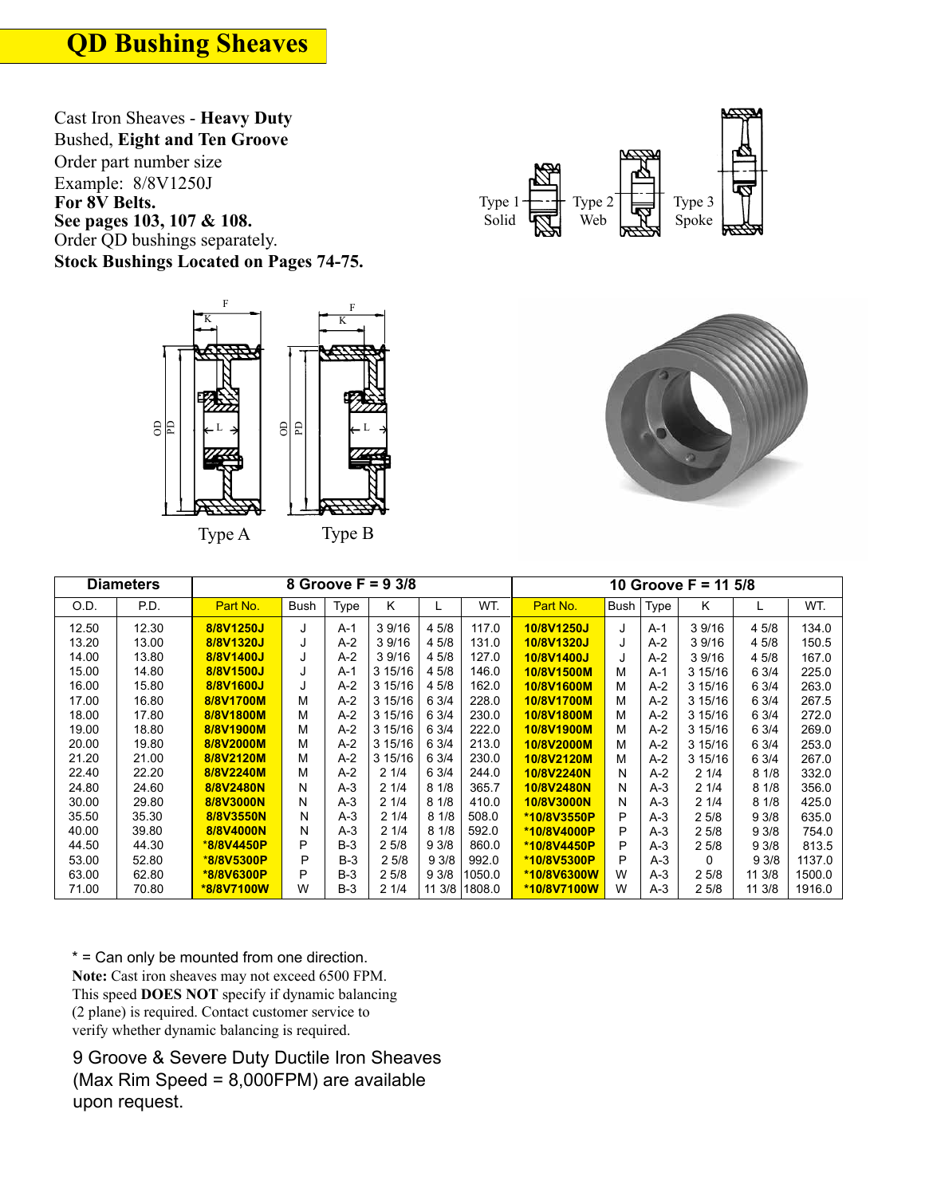# QD Bushing Sheaves

Cast Iron Sheaves - **Heavy Duty**
Bushed, **Eight and Ten Groove**
Order part number size
Example: 8/8V1250J
**For 8V Belts.**
**See pages 103, 107 & 108.**
Order QD bushings separately.
**Stock Bushings Located on Pages 74-75.**

Type 1 Solid — Type 2 Web — Type 3 Spoke

Type A — Type B

| Diameters | | 8 Groove F = 9 3/8 | | | | | | 10 Groove F = 11 5/8 | | | | | |
|---|---|---|---|---|---|---|---|---|---|---|---|---|---|
| O.D. | P.D. | Part No. | Bush | Type | K | L | WT. | Part No. | Bush | Type | K | L | WT. |
| 12.50 | 12.30 | 8/8V1250J | J | A-1 | 3 9/16 | 4 5/8 | 117.0 | 10/8V1250J | J | A-1 | 3 9/16 | 4 5/8 | 134.0 |
| 13.20 | 13.00 | 8/8V1320J | J | A-2 | 3 9/16 | 4 5/8 | 131.0 | 10/8V1320J | J | A-2 | 3 9/16 | 4 5/8 | 150.5 |
| 14.00 | 13.80 | 8/8V1400J | J | A-2 | 3 9/16 | 4 5/8 | 127.0 | 10/8V1400J | J | A-2 | 3 9/16 | 4 5/8 | 167.0 |
| 15.00 | 14.80 | 8/8V1500J | J | A-1 | 3 15/16 | 4 5/8 | 146.0 | 10/8V1500M | M | A-1 | 3 15/16 | 6 3/4 | 225.0 |
| 16.00 | 15.80 | 8/8V1600J | J | A-2 | 3 15/16 | 4 5/8 | 162.0 | 10/8V1600M | M | A-2 | 3 15/16 | 6 3/4 | 263.0 |
| 17.00 | 16.80 | 8/8V1700M | M | A-2 | 3 15/16 | 6 3/4 | 228.0 | 10/8V1700M | M | A-2 | 3 15/16 | 6 3/4 | 267.5 |
| 18.00 | 17.80 | 8/8V1800M | M | A-2 | 3 15/16 | 6 3/4 | 230.0 | 10/8V1800M | M | A-2 | 3 15/16 | 6 3/4 | 272.0 |
| 19.00 | 18.80 | 8/8V1900M | M | A-2 | 3 15/16 | 6 3/4 | 222.0 | 10/8V1900M | M | A-2 | 3 15/16 | 6 3/4 | 269.0 |
| 20.00 | 19.80 | 8/8V2000M | M | A-2 | 3 15/16 | 6 3/4 | 213.0 | 10/8V2000M | M | A-2 | 3 15/16 | 6 3/4 | 253.0 |
| 21.20 | 21.00 | 8/8V2120M | M | A-2 | 3 15/16 | 6 3/4 | 230.0 | 10/8V2120M | M | A-2 | 3 15/16 | 6 3/4 | 267.0 |
| 22.40 | 22.20 | 8/8V2240M | M | A-2 | 2 1/4 | 6 3/4 | 244.0 | 10/8V2240N | N | A-2 | 2 1/4 | 8 1/8 | 332.0 |
| 24.80 | 24.60 | 8/8V2480N | N | A-3 | 2 1/4 | 8 1/8 | 365.7 | 10/8V2480N | N | A-3 | 2 1/4 | 8 1/8 | 356.0 |
| 30.00 | 29.80 | 8/8V3000N | N | A-3 | 2 1/4 | 8 1/8 | 410.0 | 10/8V3000N | N | A-3 | 2 1/4 | 8 1/8 | 425.0 |
| 35.50 | 35.30 | 8/8V3550N | N | A-3 | 2 1/4 | 8 1/8 | 508.0 | *10/8V3550P | P | A-3 | 2 5/8 | 9 3/8 | 635.0 |
| 40.00 | 39.80 | 8/8V4000N | N | A-3 | 2 1/4 | 8 1/8 | 592.0 | *10/8V4000P | P | A-3 | 2 5/8 | 9 3/8 | 754.0 |
| 44.50 | 44.30 | *8/8V4450P | P | B-3 | 2 5/8 | 9 3/8 | 860.0 | *10/8V4450P | P | A-3 | 2 5/8 | 9 3/8 | 813.5 |
| 53.00 | 52.80 | *8/8V5300P | P | B-3 | 2 5/8 | 9 3/8 | 992.0 | *10/8V5300P | P | A-3 | 0 | 9 3/8 | 1137.0 |
| 63.00 | 62.80 | *8/8V6300P | P | B-3 | 2 5/8 | 9 3/8 | 1050.0 | *10/8V6300W | W | A-3 | 2 5/8 | 11 3/8 | 1500.0 |
| 71.00 | 70.80 | *8/8V7100W | W | B-3 | 2 1/4 | 11 3/8 | 1808.0 | *10/8V7100W | W | A-3 | 2 5/8 | 11 3/8 | 1916.0 |

* = Can only be mounted from one direction.

**Note:** Cast iron sheaves may not exceed 6500 FPM. This speed **DOES NOT** specify if dynamic balancing (2 plane) is required. Contact customer service to verify whether dynamic balancing is required.

9 Groove & Severe Duty Ductile Iron Sheaves (Max Rim Speed = 8,000FPM) are available upon request.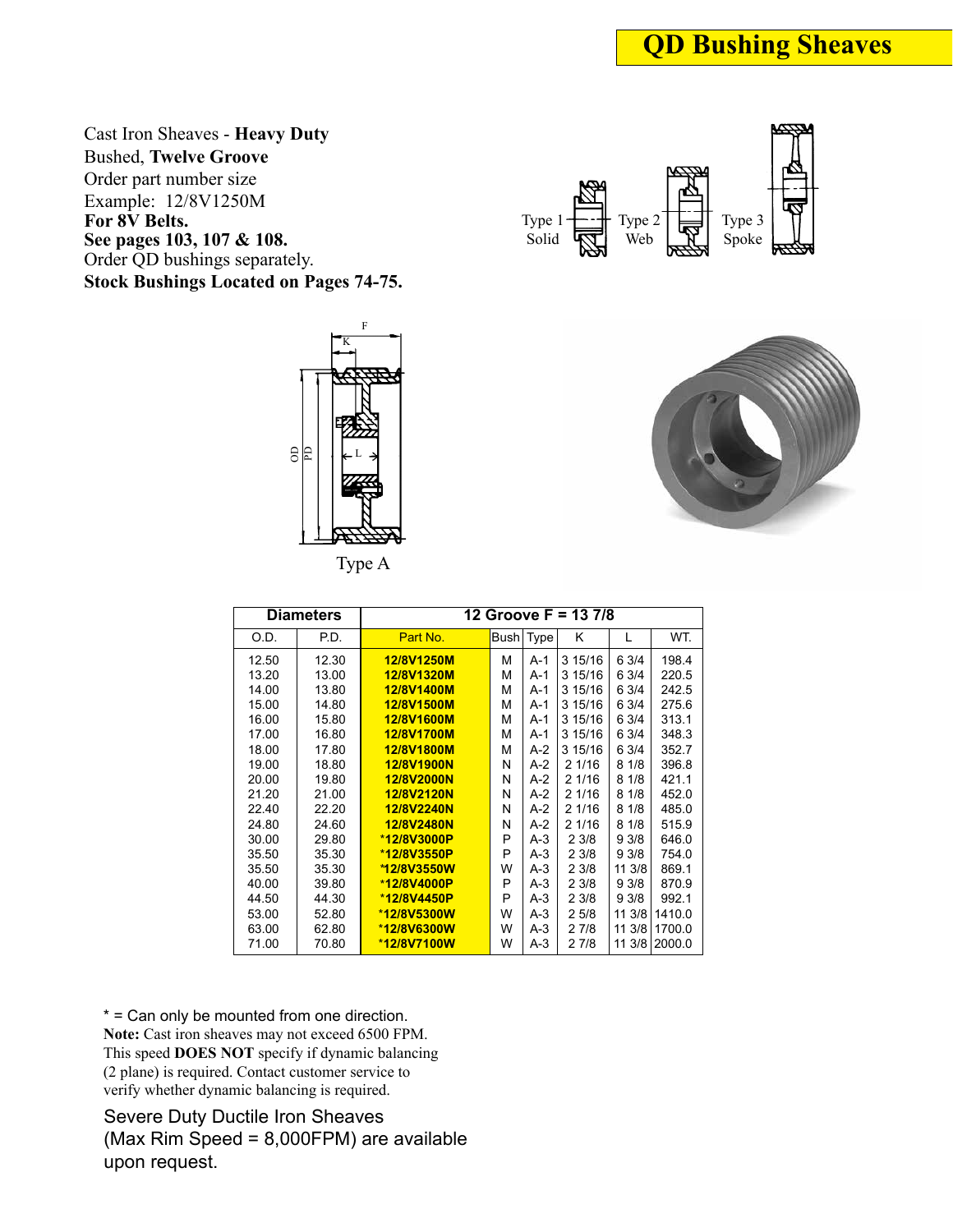# QD Bushing Sheaves

Cast Iron Sheaves - **Heavy Duty**
Bushed, **Twelve Groove**
Order part number size
Example: 12/8V1250M
**For 8V Belts.**
**See pages 103, 107 & 108.**
Order QD bushings separately.
**Stock Bushings Located on Pages 74-75.**

Type 1 Solid

Type 2 Web

Type 3 Spoke

F
K
OD
PD
L

Type A

| Diameters | | 12 Groove F = 13 7/8 | | | | | |
|---|---|---|---|---|---|---|---|
| O.D. | P.D. | Part No. | Bush | Type | K | L | WT. |
| 12.50 | 12.30 | 12/8V1250M | M | A-1 | 3 15/16 | 6 3/4 | 198.4 |
| 13.20 | 13.00 | 12/8V1320M | M | A-1 | 3 15/16 | 6 3/4 | 220.5 |
| 14.00 | 13.80 | 12/8V1400M | M | A-1 | 3 15/16 | 6 3/4 | 242.5 |
| 15.00 | 14.80 | 12/8V1500M | M | A-1 | 3 15/16 | 6 3/4 | 275.6 |
| 16.00 | 15.80 | 12/8V1600M | M | A-1 | 3 15/16 | 6 3/4 | 313.1 |
| 17.00 | 16.80 | 12/8V1700M | M | A-1 | 3 15/16 | 6 3/4 | 348.3 |
| 18.00 | 17.80 | 12/8V1800M | M | A-2 | 3 15/16 | 6 3/4 | 352.7 |
| 19.00 | 18.80 | 12/8V1900N | N | A-2 | 2 1/16 | 8 1/8 | 396.8 |
| 20.00 | 19.80 | 12/8V2000N | N | A-2 | 2 1/16 | 8 1/8 | 421.1 |
| 21.20 | 21.00 | 12/8V2120N | N | A-2 | 2 1/16 | 8 1/8 | 452.0 |
| 22.40 | 22.20 | 12/8V2240N | N | A-2 | 2 1/16 | 8 1/8 | 485.0 |
| 24.80 | 24.60 | 12/8V2480N | N | A-2 | 2 1/16 | 8 1/8 | 515.9 |
| 30.00 | 29.80 | *12/8V3000P | P | A-3 | 2 3/8 | 9 3/8 | 646.0 |
| 35.50 | 35.30 | *12/8V3550P | P | A-3 | 2 3/8 | 9 3/8 | 754.0 |
| 35.50 | 35.30 | *12/8V3550W | W | A-3 | 2 3/8 | 11 3/8 | 869.1 |
| 40.00 | 39.80 | *12/8V4000P | P | A-3 | 2 3/8 | 9 3/8 | 870.9 |
| 44.50 | 44.30 | *12/8V4450P | P | A-3 | 2 3/8 | 9 3/8 | 992.1 |
| 53.00 | 52.80 | *12/8V5300W | W | A-3 | 2 5/8 | 11 3/8 | 1410.0 |
| 63.00 | 62.80 | *12/8V6300W | W | A-3 | 2 7/8 | 11 3/8 | 1700.0 |
| 71.00 | 70.80 | *12/8V7100W | W | A-3 | 2 7/8 | 11 3/8 | 2000.0 |

* = Can only be mounted from one direction.
**Note:** Cast iron sheaves may not exceed 6500 FPM.
This speed **DOES NOT** specify if dynamic balancing (2 plane) is required. Contact customer service to verify whether dynamic balancing is required.

Severe Duty Ductile Iron Sheaves (Max Rim Speed = 8,000FPM) are available upon request.